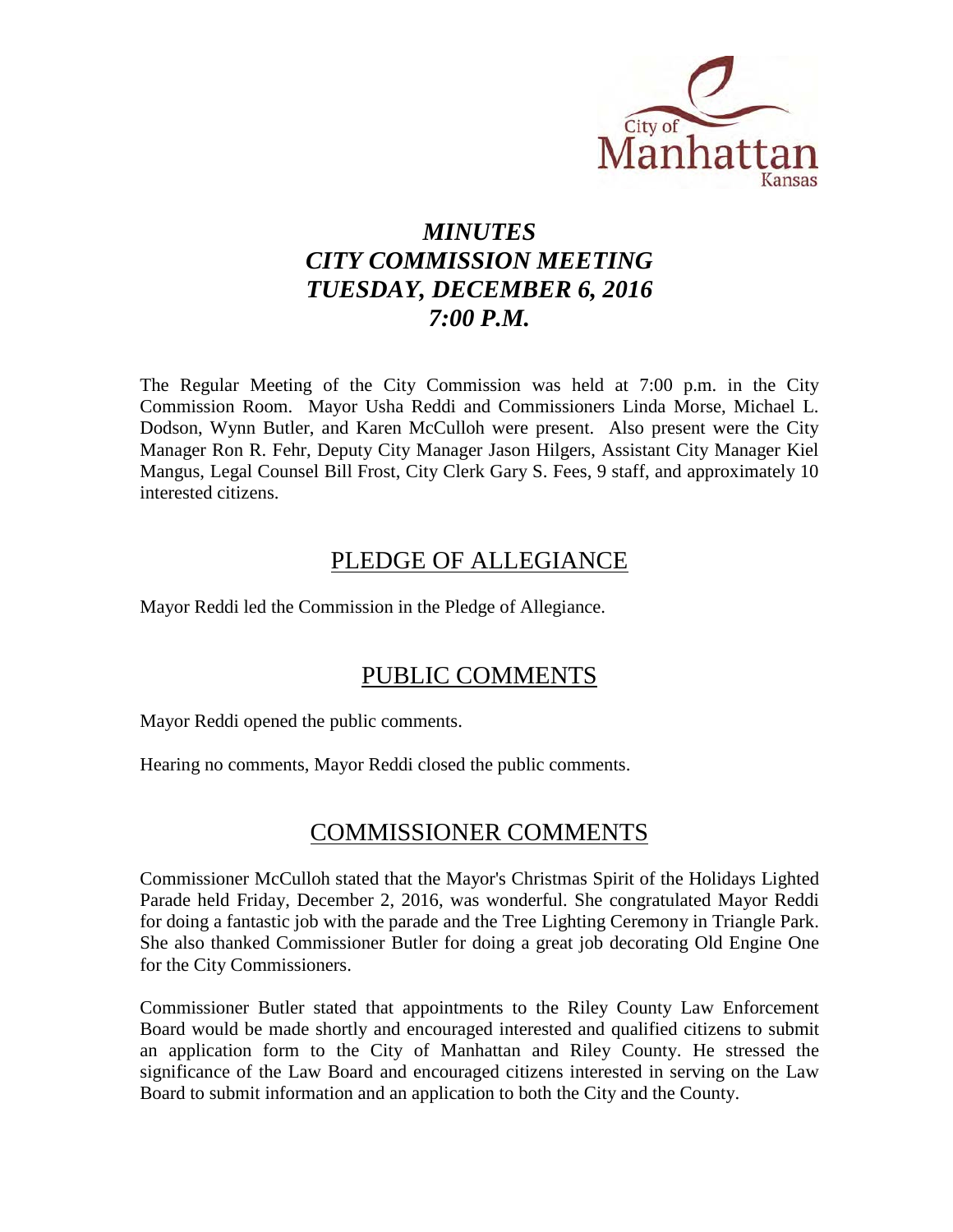City of Manhattan Kansas

# *MINUTES*
# *CITY COMMISSION MEETING*
# *TUESDAY, DECEMBER 6, 2016*
# *7:00 P.M.*

The Regular Meeting of the City Commission was held at 7:00 p.m. in the City Commission Room. Mayor Usha Reddi and Commissioners Linda Morse, Michael L. Dodson, Wynn Butler, and Karen McCulloh were present. Also present were the City Manager Ron R. Fehr, Deputy City Manager Jason Hilgers, Assistant City Manager Kiel Mangus, Legal Counsel Bill Frost, City Clerk Gary S. Fees, 9 staff, and approximately 10 interested citizens.

## PLEDGE OF ALLEGIANCE

Mayor Reddi led the Commission in the Pledge of Allegiance.

## PUBLIC COMMENTS

Mayor Reddi opened the public comments.

Hearing no comments, Mayor Reddi closed the public comments.

## COMMISSIONER COMMENTS

Commissioner McCulloh stated that the Mayor's Christmas Spirit of the Holidays Lighted Parade held Friday, December 2, 2016, was wonderful. She congratulated Mayor Reddi for doing a fantastic job with the parade and the Tree Lighting Ceremony in Triangle Park. She also thanked Commissioner Butler for doing a great job decorating Old Engine One for the City Commissioners.

Commissioner Butler stated that appointments to the Riley County Law Enforcement Board would be made shortly and encouraged interested and qualified citizens to submit an application form to the City of Manhattan and Riley County. He stressed the significance of the Law Board and encouraged citizens interested in serving on the Law Board to submit information and an application to both the City and the County.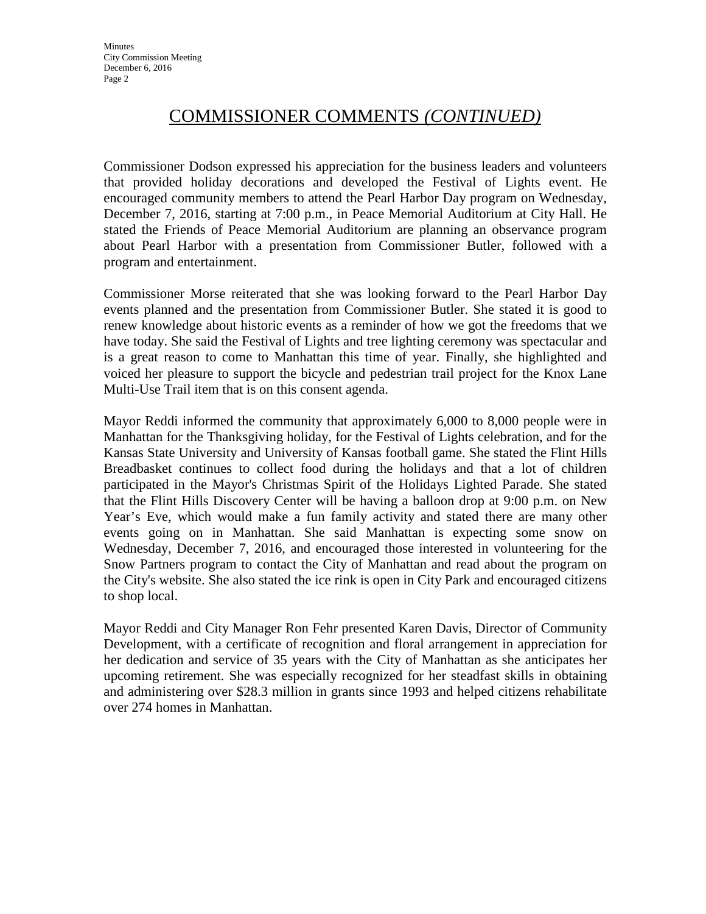## COMMISSIONER COMMENTS *(CONTINUED)*

Commissioner Dodson expressed his appreciation for the business leaders and volunteers that provided holiday decorations and developed the Festival of Lights event. He encouraged community members to attend the Pearl Harbor Day program on Wednesday, December 7, 2016, starting at 7:00 p.m., in Peace Memorial Auditorium at City Hall. He stated the Friends of Peace Memorial Auditorium are planning an observance program about Pearl Harbor with a presentation from Commissioner Butler, followed with a program and entertainment.

Commissioner Morse reiterated that she was looking forward to the Pearl Harbor Day events planned and the presentation from Commissioner Butler. She stated it is good to renew knowledge about historic events as a reminder of how we got the freedoms that we have today. She said the Festival of Lights and tree lighting ceremony was spectacular and is a great reason to come to Manhattan this time of year. Finally, she highlighted and voiced her pleasure to support the bicycle and pedestrian trail project for the Knox Lane Multi-Use Trail item that is on this consent agenda.

Mayor Reddi informed the community that approximately 6,000 to 8,000 people were in Manhattan for the Thanksgiving holiday, for the Festival of Lights celebration, and for the Kansas State University and University of Kansas football game. She stated the Flint Hills Breadbasket continues to collect food during the holidays and that a lot of children participated in the Mayor's Christmas Spirit of the Holidays Lighted Parade. She stated that the Flint Hills Discovery Center will be having a balloon drop at 9:00 p.m. on New Year's Eve, which would make a fun family activity and stated there are many other events going on in Manhattan. She said Manhattan is expecting some snow on Wednesday, December 7, 2016, and encouraged those interested in volunteering for the Snow Partners program to contact the City of Manhattan and read about the program on the City's website. She also stated the ice rink is open in City Park and encouraged citizens to shop local.

Mayor Reddi and City Manager Ron Fehr presented Karen Davis, Director of Community Development, with a certificate of recognition and floral arrangement in appreciation for her dedication and service of 35 years with the City of Manhattan as she anticipates her upcoming retirement. She was especially recognized for her steadfast skills in obtaining and administering over $28.3 million in grants since 1993 and helped citizens rehabilitate over 274 homes in Manhattan.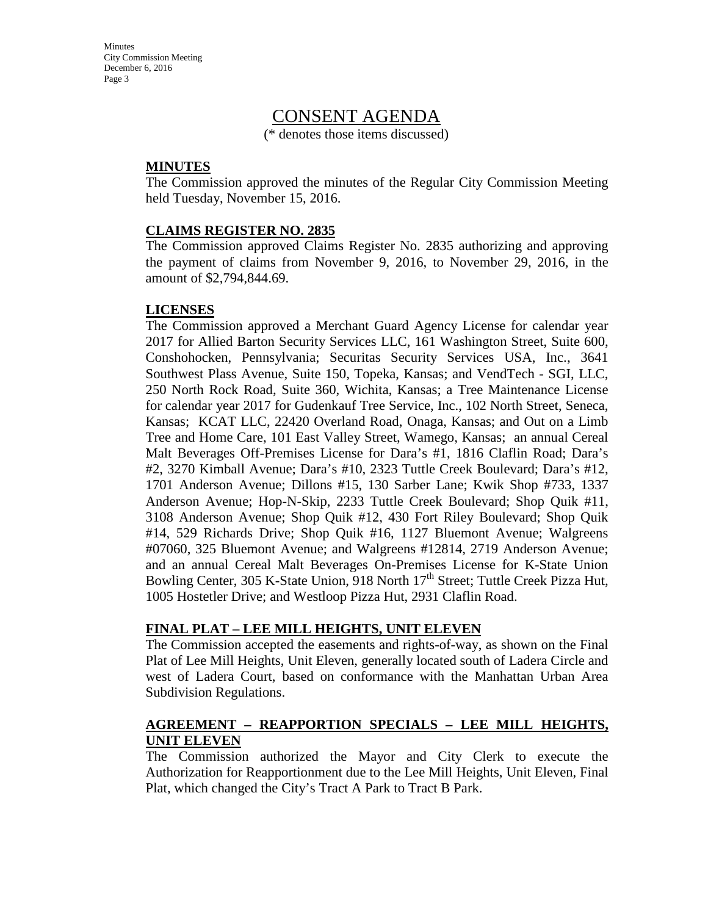# CONSENT AGENDA

(* denotes those items discussed)

## MINUTES

The Commission approved the minutes of the Regular City Commission Meeting held Tuesday, November 15, 2016.

## CLAIMS REGISTER NO. 2835

The Commission approved Claims Register No. 2835 authorizing and approving the payment of claims from November 9, 2016, to November 29, 2016, in the amount of $2,794,844.69.

## LICENSES

The Commission approved a Merchant Guard Agency License for calendar year 2017 for Allied Barton Security Services LLC, 161 Washington Street, Suite 600, Conshohocken, Pennsylvania; Securitas Security Services USA, Inc., 3641 Southwest Plass Avenue, Suite 150, Topeka, Kansas; and VendTech - SGI, LLC, 250 North Rock Road, Suite 360, Wichita, Kansas; a Tree Maintenance License for calendar year 2017 for Gudenkauf Tree Service, Inc., 102 North Street, Seneca, Kansas; KCAT LLC, 22420 Overland Road, Onaga, Kansas; and Out on a Limb Tree and Home Care, 101 East Valley Street, Wamego, Kansas; an annual Cereal Malt Beverages Off-Premises License for Dara's #1, 1816 Claflin Road; Dara's #2, 3270 Kimball Avenue; Dara's #10, 2323 Tuttle Creek Boulevard; Dara's #12, 1701 Anderson Avenue; Dillons #15, 130 Sarber Lane; Kwik Shop #733, 1337 Anderson Avenue; Hop-N-Skip, 2233 Tuttle Creek Boulevard; Shop Quik #11, 3108 Anderson Avenue; Shop Quik #12, 430 Fort Riley Boulevard; Shop Quik #14, 529 Richards Drive; Shop Quik #16, 1127 Bluemont Avenue; Walgreens #07060, 325 Bluemont Avenue; and Walgreens #12814, 2719 Anderson Avenue; and an annual Cereal Malt Beverages On-Premises License for K-State Union Bowling Center, 305 K-State Union, 918 North 17th Street; Tuttle Creek Pizza Hut, 1005 Hostetler Drive; and Westloop Pizza Hut, 2931 Claflin Road.

## FINAL PLAT – LEE MILL HEIGHTS, UNIT ELEVEN

The Commission accepted the easements and rights-of-way, as shown on the Final Plat of Lee Mill Heights, Unit Eleven, generally located south of Ladera Circle and west of Ladera Court, based on conformance with the Manhattan Urban Area Subdivision Regulations.

## AGREEMENT – REAPPORTION SPECIALS – LEE MILL HEIGHTS, UNIT ELEVEN

The Commission authorized the Mayor and City Clerk to execute the Authorization for Reapportionment due to the Lee Mill Heights, Unit Eleven, Final Plat, which changed the City's Tract A Park to Tract B Park.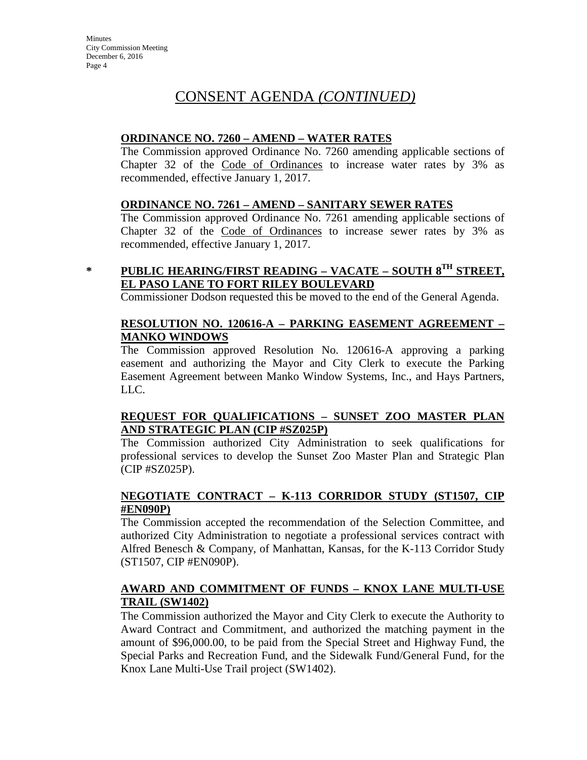# CONSENT AGENDA *(CONTINUED)*

**ORDINANCE NO. 7260 – AMEND – WATER RATES**

The Commission approved Ordinance No. 7260 amending applicable sections of Chapter 32 of the Code of Ordinances to increase water rates by 3% as recommended, effective January 1, 2017.

**ORDINANCE NO. 7261 – AMEND – SANITARY SEWER RATES**

The Commission approved Ordinance No. 7261 amending applicable sections of Chapter 32 of the Code of Ordinances to increase sewer rates by 3% as recommended, effective January 1, 2017.

\* **PUBLIC HEARING/FIRST READING – VACATE – SOUTH 8TH STREET, EL PASO LANE TO FORT RILEY BOULEVARD**

Commissioner Dodson requested this be moved to the end of the General Agenda.

**RESOLUTION NO. 120616-A – PARKING EASEMENT AGREEMENT – MANKO WINDOWS**

The Commission approved Resolution No. 120616-A approving a parking easement and authorizing the Mayor and City Clerk to execute the Parking Easement Agreement between Manko Window Systems, Inc., and Hays Partners, LLC.

**REQUEST FOR QUALIFICATIONS – SUNSET ZOO MASTER PLAN AND STRATEGIC PLAN (CIP #SZ025P)**

The Commission authorized City Administration to seek qualifications for professional services to develop the Sunset Zoo Master Plan and Strategic Plan (CIP #SZ025P).

**NEGOTIATE CONTRACT – K-113 CORRIDOR STUDY (ST1507, CIP #EN090P)**

The Commission accepted the recommendation of the Selection Committee, and authorized City Administration to negotiate a professional services contract with Alfred Benesch & Company, of Manhattan, Kansas, for the K-113 Corridor Study (ST1507, CIP #EN090P).

**AWARD AND COMMITMENT OF FUNDS – KNOX LANE MULTI-USE TRAIL (SW1402)**

The Commission authorized the Mayor and City Clerk to execute the Authority to Award Contract and Commitment, and authorized the matching payment in the amount of $96,000.00, to be paid from the Special Street and Highway Fund, the Special Parks and Recreation Fund, and the Sidewalk Fund/General Fund, for the Knox Lane Multi-Use Trail project (SW1402).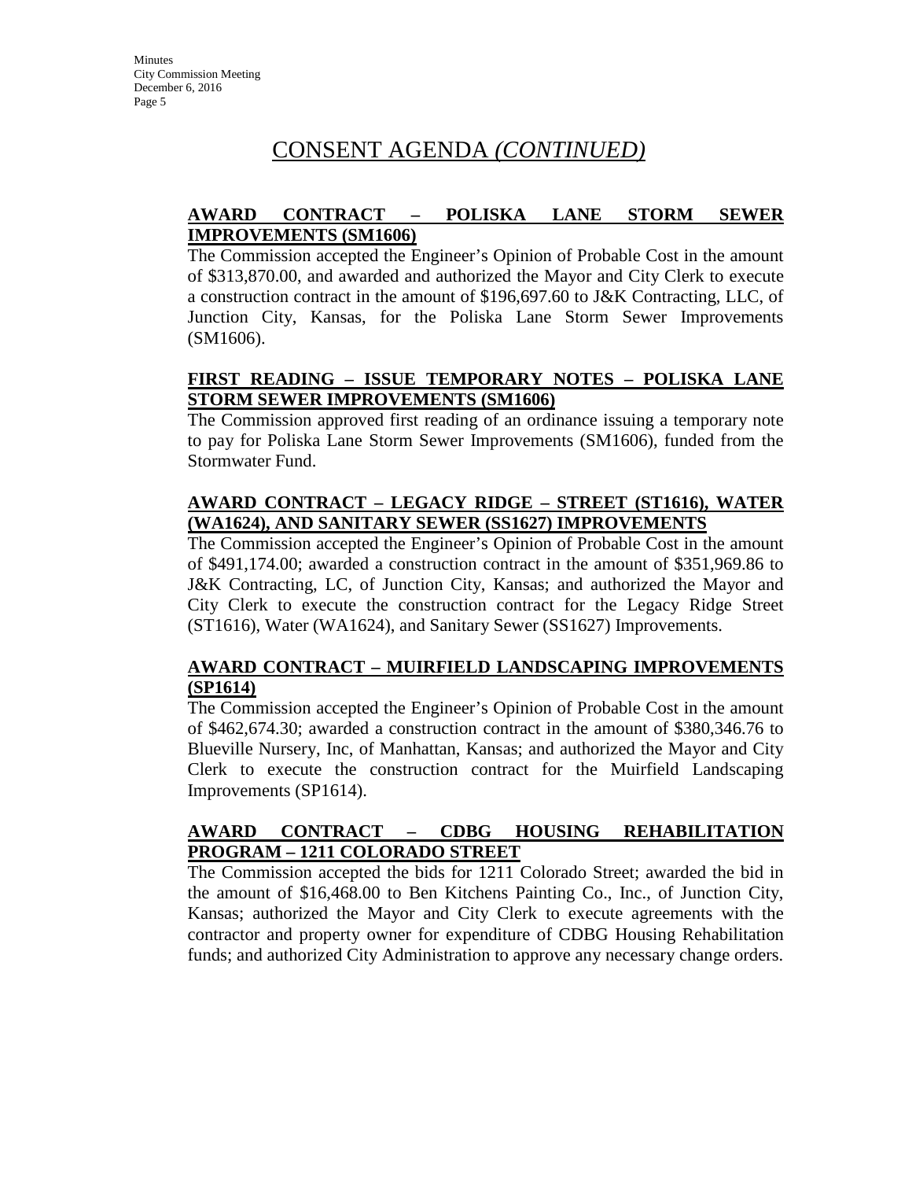# CONSENT AGENDA *(CONTINUED)*

**AWARD CONTRACT – POLISKA LANE STORM SEWER IMPROVEMENTS (SM1606)**

The Commission accepted the Engineer's Opinion of Probable Cost in the amount of $313,870.00, and awarded and authorized the Mayor and City Clerk to execute a construction contract in the amount of $196,697.60 to J&K Contracting, LLC, of Junction City, Kansas, for the Poliska Lane Storm Sewer Improvements (SM1606).

**FIRST READING – ISSUE TEMPORARY NOTES – POLISKA LANE STORM SEWER IMPROVEMENTS (SM1606)**

The Commission approved first reading of an ordinance issuing a temporary note to pay for Poliska Lane Storm Sewer Improvements (SM1606), funded from the Stormwater Fund.

**AWARD CONTRACT – LEGACY RIDGE – STREET (ST1616), WATER (WA1624), AND SANITARY SEWER (SS1627) IMPROVEMENTS**

The Commission accepted the Engineer's Opinion of Probable Cost in the amount of $491,174.00; awarded a construction contract in the amount of $351,969.86 to J&K Contracting, LC, of Junction City, Kansas; and authorized the Mayor and City Clerk to execute the construction contract for the Legacy Ridge Street (ST1616), Water (WA1624), and Sanitary Sewer (SS1627) Improvements.

**AWARD CONTRACT – MUIRFIELD LANDSCAPING IMPROVEMENTS (SP1614)**

The Commission accepted the Engineer's Opinion of Probable Cost in the amount of $462,674.30; awarded a construction contract in the amount of $380,346.76 to Blueville Nursery, Inc, of Manhattan, Kansas; and authorized the Mayor and City Clerk to execute the construction contract for the Muirfield Landscaping Improvements (SP1614).

**AWARD CONTRACT – CDBG HOUSING REHABILITATION PROGRAM – 1211 COLORADO STREET**

The Commission accepted the bids for 1211 Colorado Street; awarded the bid in the amount of $16,468.00 to Ben Kitchens Painting Co., Inc., of Junction City, Kansas; authorized the Mayor and City Clerk to execute agreements with the contractor and property owner for expenditure of CDBG Housing Rehabilitation funds; and authorized City Administration to approve any necessary change orders.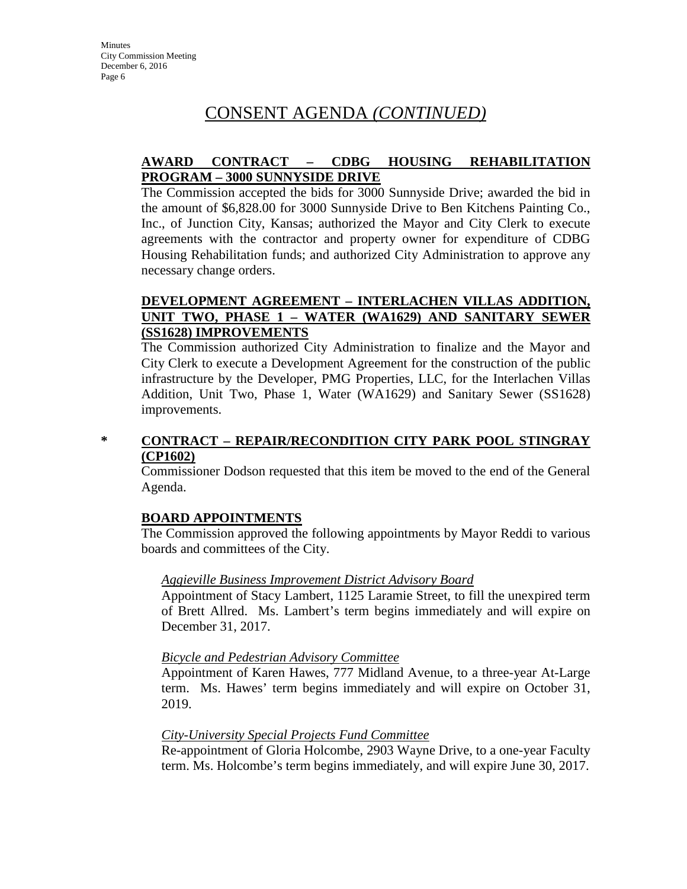# CONSENT AGENDA *(CONTINUED)*

**AWARD CONTRACT – CDBG HOUSING REHABILITATION PROGRAM – 3000 SUNNYSIDE DRIVE**

The Commission accepted the bids for 3000 Sunnyside Drive; awarded the bid in the amount of $6,828.00 for 3000 Sunnyside Drive to Ben Kitchens Painting Co., Inc., of Junction City, Kansas; authorized the Mayor and City Clerk to execute agreements with the contractor and property owner for expenditure of CDBG Housing Rehabilitation funds; and authorized City Administration to approve any necessary change orders.

**DEVELOPMENT AGREEMENT – INTERLACHEN VILLAS ADDITION, UNIT TWO, PHASE 1 – WATER (WA1629) AND SANITARY SEWER (SS1628) IMPROVEMENTS**

The Commission authorized City Administration to finalize and the Mayor and City Clerk to execute a Development Agreement for the construction of the public infrastructure by the Developer, PMG Properties, LLC, for the Interlachen Villas Addition, Unit Two, Phase 1, Water (WA1629) and Sanitary Sewer (SS1628) improvements.

**\* CONTRACT – REPAIR/RECONDITION CITY PARK POOL STINGRAY (CP1602)**

Commissioner Dodson requested that this item be moved to the end of the General Agenda.

**BOARD APPOINTMENTS**

The Commission approved the following appointments by Mayor Reddi to various boards and committees of the City.

*Aggieville Business Improvement District Advisory Board*

Appointment of Stacy Lambert, 1125 Laramie Street, to fill the unexpired term of Brett Allred. Ms. Lambert's term begins immediately and will expire on December 31, 2017.

*Bicycle and Pedestrian Advisory Committee*

Appointment of Karen Hawes, 777 Midland Avenue, to a three-year At-Large term. Ms. Hawes' term begins immediately and will expire on October 31, 2019.

*City-University Special Projects Fund Committee*

Re-appointment of Gloria Holcombe, 2903 Wayne Drive, to a one-year Faculty term. Ms. Holcombe's term begins immediately, and will expire June 30, 2017.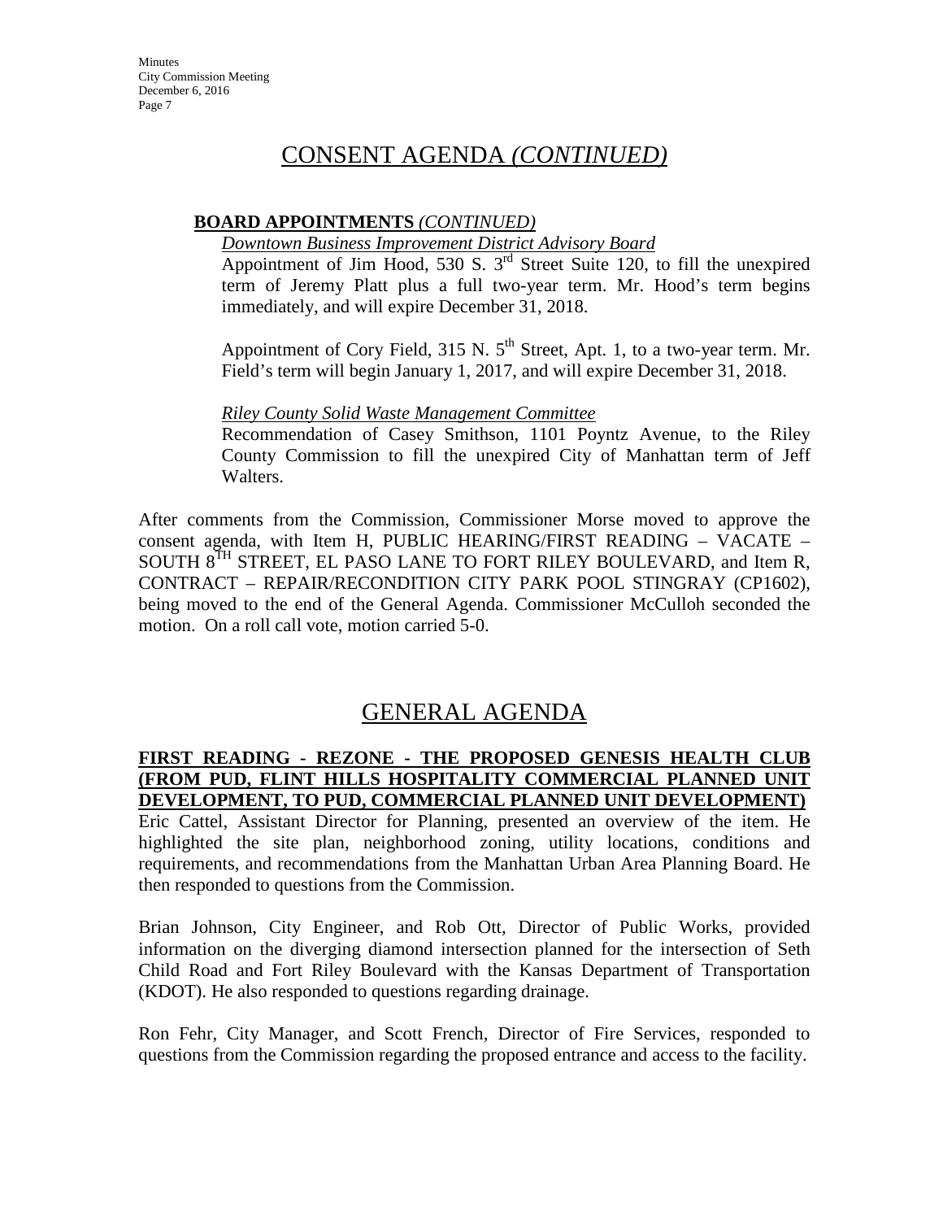# CONSENT AGENDA *(CONTINUED)*

**BOARD APPOINTMENTS** *(CONTINUED)*

*Downtown Business Improvement District Advisory Board*

Appointment of Jim Hood, 530 S. 3rd Street Suite 120, to fill the unexpired term of Jeremy Platt plus a full two-year term. Mr. Hood's term begins immediately, and will expire December 31, 2018.

Appointment of Cory Field, 315 N. 5th Street, Apt. 1, to a two-year term. Mr. Field's term will begin January 1, 2017, and will expire December 31, 2018.

*Riley County Solid Waste Management Committee*

Recommendation of Casey Smithson, 1101 Poyntz Avenue, to the Riley County Commission to fill the unexpired City of Manhattan term of Jeff Walters.

After comments from the Commission, Commissioner Morse moved to approve the consent agenda, with Item H, PUBLIC HEARING/FIRST READING – VACATE – SOUTH 8TH STREET, EL PASO LANE TO FORT RILEY BOULEVARD, and Item R, CONTRACT – REPAIR/RECONDITION CITY PARK POOL STINGRAY (CP1602), being moved to the end of the General Agenda. Commissioner McCulloh seconded the motion. On a roll call vote, motion carried 5-0.

# GENERAL AGENDA

**FIRST READING - REZONE - THE PROPOSED GENESIS HEALTH CLUB (FROM PUD, FLINT HILLS HOSPITALITY COMMERCIAL PLANNED UNIT DEVELOPMENT, TO PUD, COMMERCIAL PLANNED UNIT DEVELOPMENT)**

Eric Cattel, Assistant Director for Planning, presented an overview of the item. He highlighted the site plan, neighborhood zoning, utility locations, conditions and requirements, and recommendations from the Manhattan Urban Area Planning Board. He then responded to questions from the Commission.

Brian Johnson, City Engineer, and Rob Ott, Director of Public Works, provided information on the diverging diamond intersection planned for the intersection of Seth Child Road and Fort Riley Boulevard with the Kansas Department of Transportation (KDOT). He also responded to questions regarding drainage.

Ron Fehr, City Manager, and Scott French, Director of Fire Services, responded to questions from the Commission regarding the proposed entrance and access to the facility.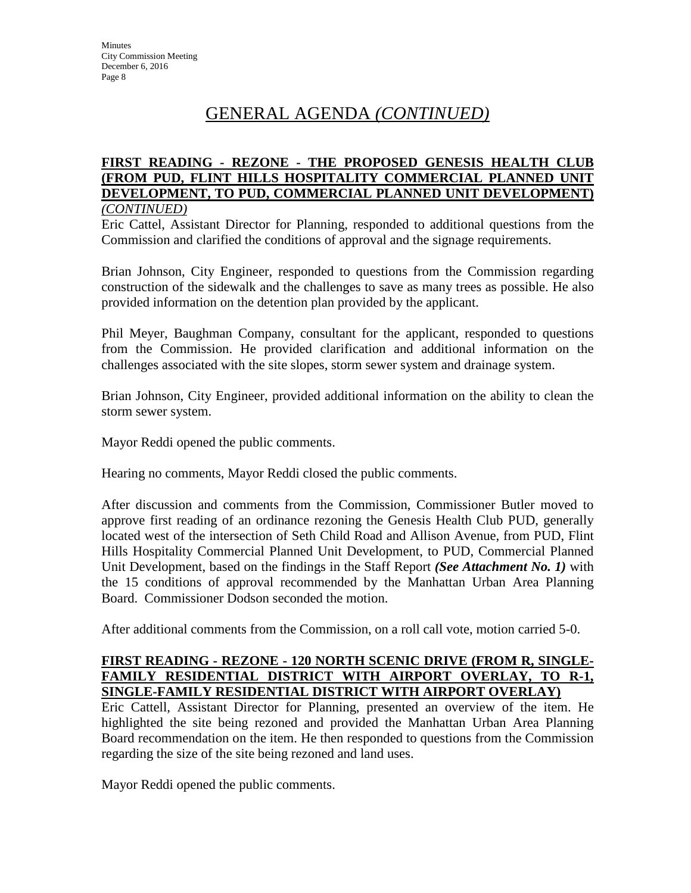## GENERAL AGENDA *(CONTINUED)*

**FIRST READING - REZONE - THE PROPOSED GENESIS HEALTH CLUB (FROM PUD, FLINT HILLS HOSPITALITY COMMERCIAL PLANNED UNIT DEVELOPMENT, TO PUD, COMMERCIAL PLANNED UNIT DEVELOPMENT)** *(CONTINUED)*

Eric Cattel, Assistant Director for Planning, responded to additional questions from the Commission and clarified the conditions of approval and the signage requirements.

Brian Johnson, City Engineer, responded to questions from the Commission regarding construction of the sidewalk and the challenges to save as many trees as possible. He also provided information on the detention plan provided by the applicant.

Phil Meyer, Baughman Company, consultant for the applicant, responded to questions from the Commission. He provided clarification and additional information on the challenges associated with the site slopes, storm sewer system and drainage system.

Brian Johnson, City Engineer, provided additional information on the ability to clean the storm sewer system.

Mayor Reddi opened the public comments.

Hearing no comments, Mayor Reddi closed the public comments.

After discussion and comments from the Commission, Commissioner Butler moved to approve first reading of an ordinance rezoning the Genesis Health Club PUD, generally located west of the intersection of Seth Child Road and Allison Avenue, from PUD, Flint Hills Hospitality Commercial Planned Unit Development, to PUD, Commercial Planned Unit Development, based on the findings in the Staff Report ***(See Attachment No. 1)*** with the 15 conditions of approval recommended by the Manhattan Urban Area Planning Board. Commissioner Dodson seconded the motion.

After additional comments from the Commission, on a roll call vote, motion carried 5-0.

**FIRST READING - REZONE - 120 NORTH SCENIC DRIVE (FROM R, SINGLE-FAMILY RESIDENTIAL DISTRICT WITH AIRPORT OVERLAY, TO R-1, SINGLE-FAMILY RESIDENTIAL DISTRICT WITH AIRPORT OVERLAY)**

Eric Cattell, Assistant Director for Planning, presented an overview of the item. He highlighted the site being rezoned and provided the Manhattan Urban Area Planning Board recommendation on the item. He then responded to questions from the Commission regarding the size of the site being rezoned and land uses.

Mayor Reddi opened the public comments.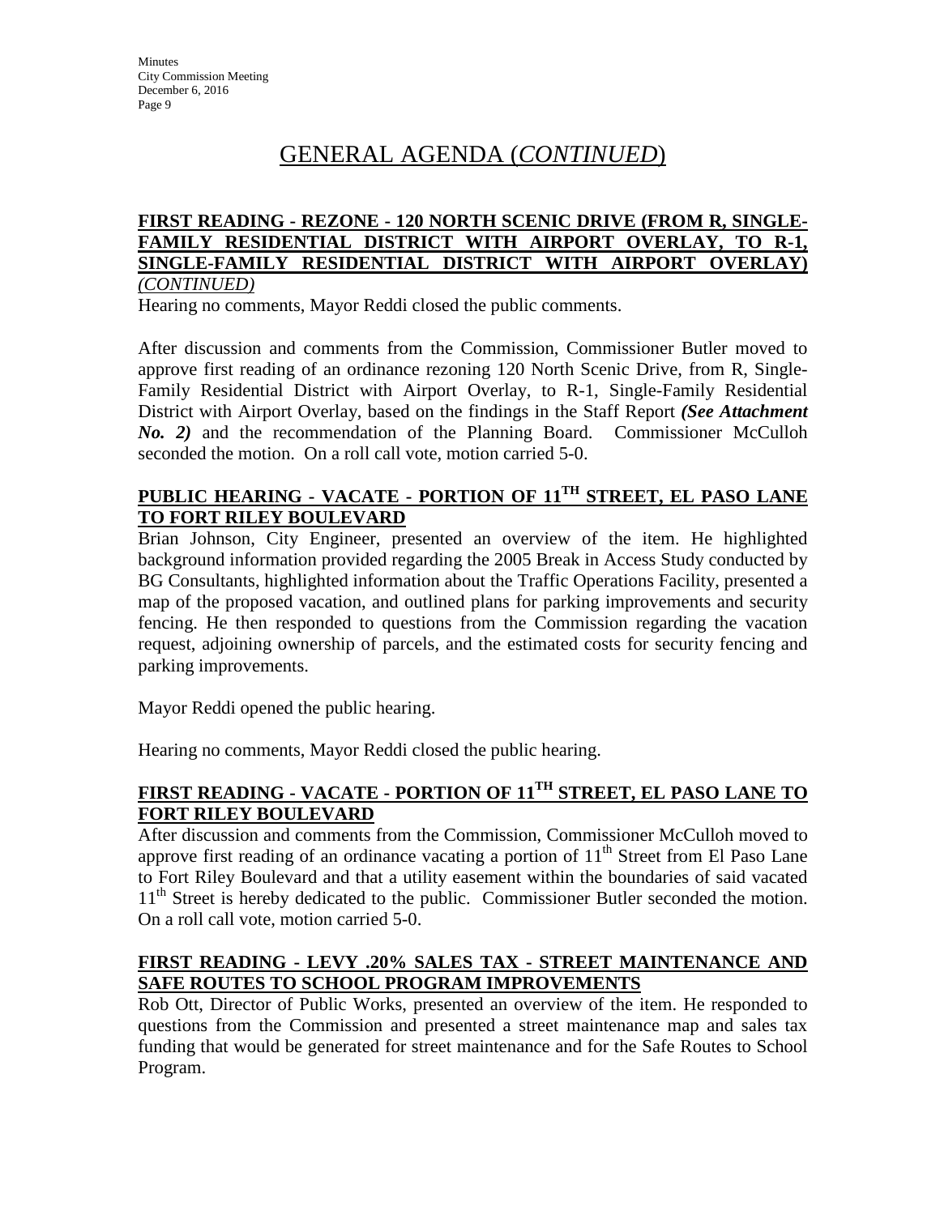# GENERAL AGENDA (*CONTINUED*)

**FIRST READING - REZONE - 120 NORTH SCENIC DRIVE (FROM R, SINGLE-FAMILY RESIDENTIAL DISTRICT WITH AIRPORT OVERLAY, TO R-1, SINGLE-FAMILY RESIDENTIAL DISTRICT WITH AIRPORT OVERLAY)** *(CONTINUED)*

Hearing no comments, Mayor Reddi closed the public comments.

After discussion and comments from the Commission, Commissioner Butler moved to approve first reading of an ordinance rezoning 120 North Scenic Drive, from R, Single-Family Residential District with Airport Overlay, to R-1, Single-Family Residential District with Airport Overlay, based on the findings in the Staff Report ***(See Attachment No. 2)*** and the recommendation of the Planning Board. Commissioner McCulloh seconded the motion. On a roll call vote, motion carried 5-0.

**PUBLIC HEARING - VACATE - PORTION OF 11TH STREET, EL PASO LANE TO FORT RILEY BOULEVARD**

Brian Johnson, City Engineer, presented an overview of the item. He highlighted background information provided regarding the 2005 Break in Access Study conducted by BG Consultants, highlighted information about the Traffic Operations Facility, presented a map of the proposed vacation, and outlined plans for parking improvements and security fencing. He then responded to questions from the Commission regarding the vacation request, adjoining ownership of parcels, and the estimated costs for security fencing and parking improvements.

Mayor Reddi opened the public hearing.

Hearing no comments, Mayor Reddi closed the public hearing.

**FIRST READING - VACATE - PORTION OF 11TH STREET, EL PASO LANE TO FORT RILEY BOULEVARD**

After discussion and comments from the Commission, Commissioner McCulloh moved to approve first reading of an ordinance vacating a portion of 11th Street from El Paso Lane to Fort Riley Boulevard and that a utility easement within the boundaries of said vacated 11th Street is hereby dedicated to the public. Commissioner Butler seconded the motion. On a roll call vote, motion carried 5-0.

**FIRST READING - LEVY .20% SALES TAX - STREET MAINTENANCE AND SAFE ROUTES TO SCHOOL PROGRAM IMPROVEMENTS**

Rob Ott, Director of Public Works, presented an overview of the item. He responded to questions from the Commission and presented a street maintenance map and sales tax funding that would be generated for street maintenance and for the Safe Routes to School Program.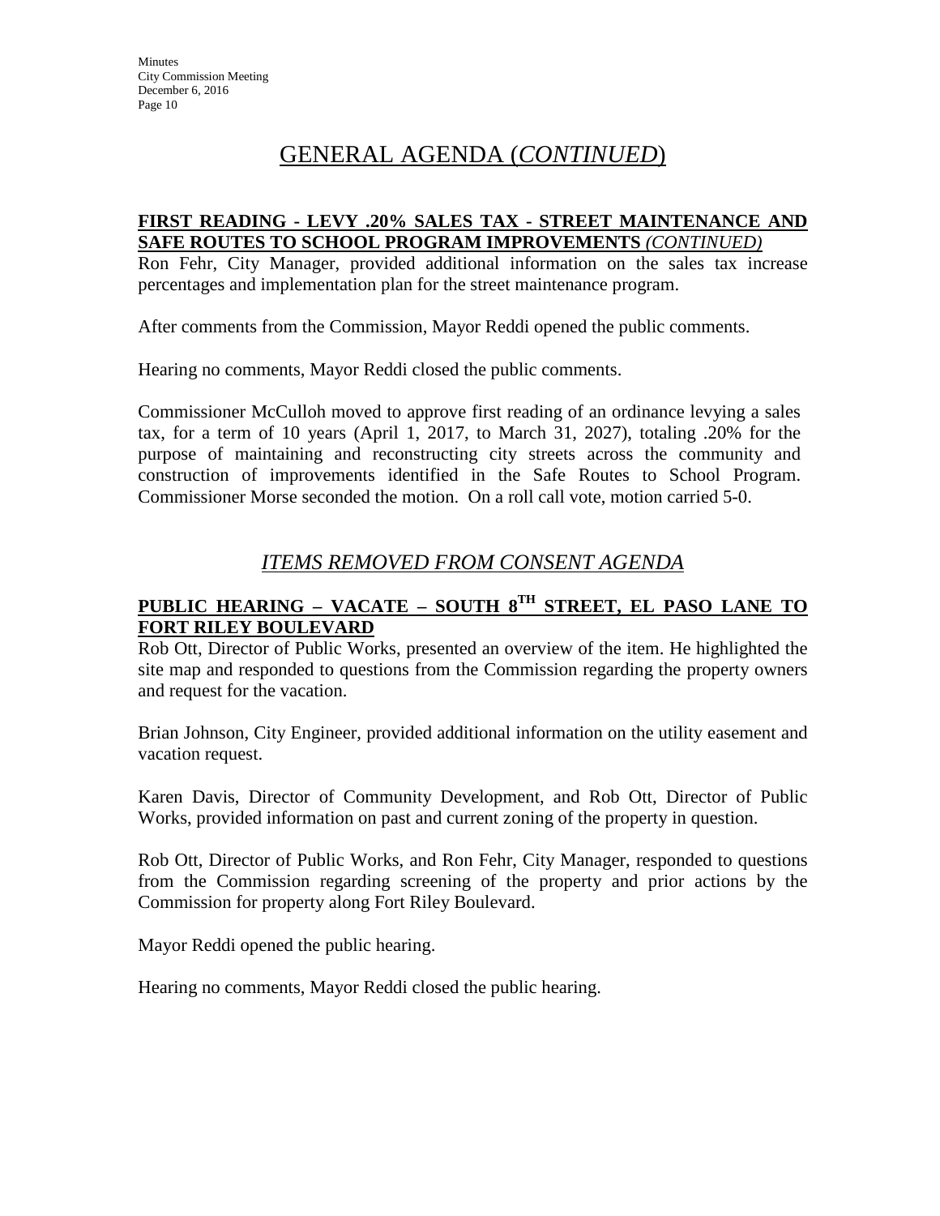# GENERAL AGENDA (*CONTINUED*)

**FIRST READING - LEVY .20% SALES TAX - STREET MAINTENANCE AND SAFE ROUTES TO SCHOOL PROGRAM IMPROVEMENTS *(CONTINUED)***

Ron Fehr, City Manager, provided additional information on the sales tax increase percentages and implementation plan for the street maintenance program.

After comments from the Commission, Mayor Reddi opened the public comments.

Hearing no comments, Mayor Reddi closed the public comments.

Commissioner McCulloh moved to approve first reading of an ordinance levying a sales tax, for a term of 10 years (April 1, 2017, to March 31, 2027), totaling .20% for the purpose of maintaining and reconstructing city streets across the community and construction of improvements identified in the Safe Routes to School Program. Commissioner Morse seconded the motion. On a roll call vote, motion carried 5-0.

## *ITEMS REMOVED FROM CONSENT AGENDA*

**PUBLIC HEARING – VACATE – SOUTH 8TH STREET, EL PASO LANE TO FORT RILEY BOULEVARD**

Rob Ott, Director of Public Works, presented an overview of the item. He highlighted the site map and responded to questions from the Commission regarding the property owners and request for the vacation.

Brian Johnson, City Engineer, provided additional information on the utility easement and vacation request.

Karen Davis, Director of Community Development, and Rob Ott, Director of Public Works, provided information on past and current zoning of the property in question.

Rob Ott, Director of Public Works, and Ron Fehr, City Manager, responded to questions from the Commission regarding screening of the property and prior actions by the Commission for property along Fort Riley Boulevard.

Mayor Reddi opened the public hearing.

Hearing no comments, Mayor Reddi closed the public hearing.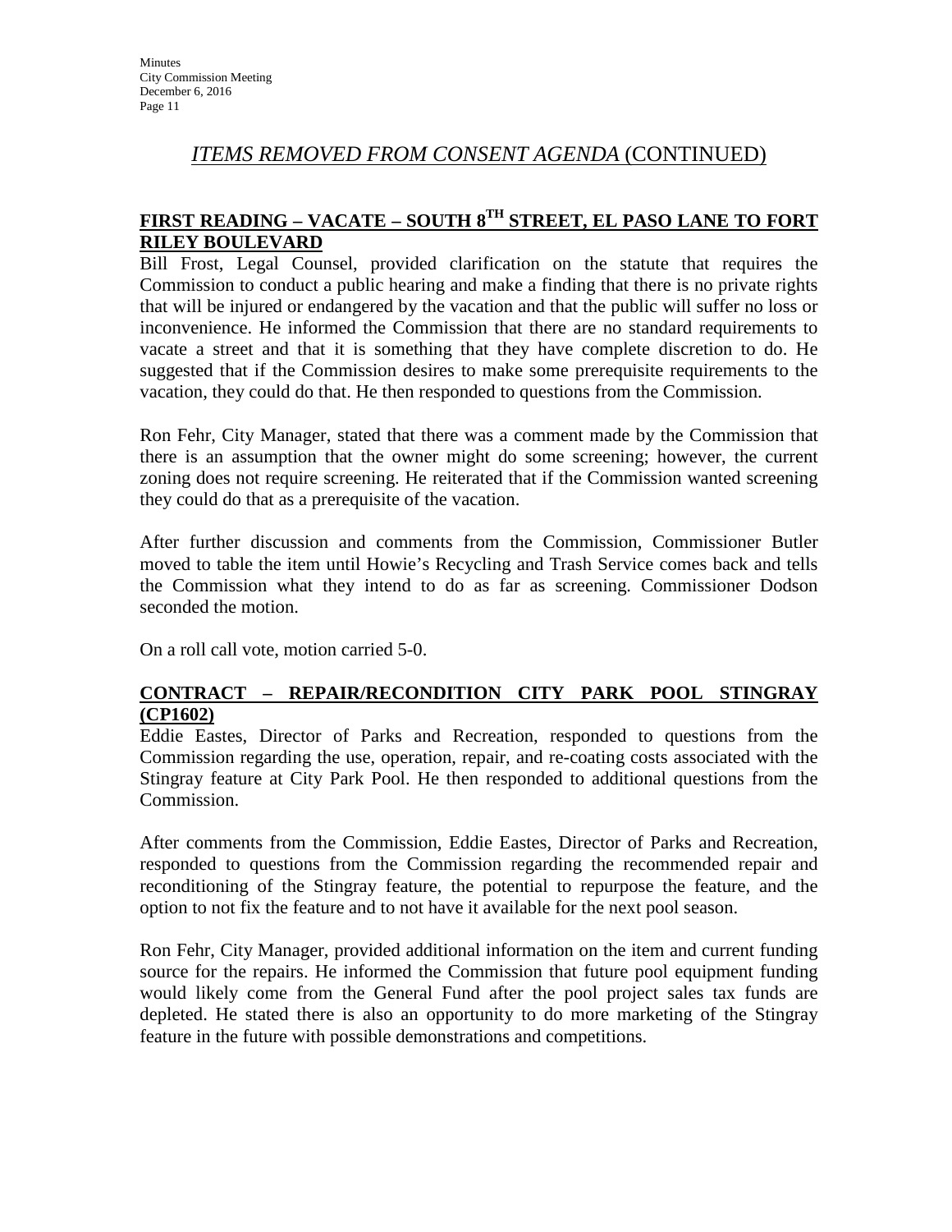## *ITEMS REMOVED FROM CONSENT AGENDA* (CONTINUED)

### FIRST READING – VACATE – SOUTH 8[TH] STREET, EL PASO LANE TO FORT RILEY BOULEVARD

Bill Frost, Legal Counsel, provided clarification on the statute that requires the Commission to conduct a public hearing and make a finding that there is no private rights that will be injured or endangered by the vacation and that the public will suffer no loss or inconvenience. He informed the Commission that there are no standard requirements to vacate a street and that it is something that they have complete discretion to do. He suggested that if the Commission desires to make some prerequisite requirements to the vacation, they could do that. He then responded to questions from the Commission.

Ron Fehr, City Manager, stated that there was a comment made by the Commission that there is an assumption that the owner might do some screening; however, the current zoning does not require screening. He reiterated that if the Commission wanted screening they could do that as a prerequisite of the vacation.

After further discussion and comments from the Commission, Commissioner Butler moved to table the item until Howie's Recycling and Trash Service comes back and tells the Commission what they intend to do as far as screening. Commissioner Dodson seconded the motion.

On a roll call vote, motion carried 5-0.

### CONTRACT – REPAIR/RECONDITION CITY PARK POOL STINGRAY (CP1602)

Eddie Eastes, Director of Parks and Recreation, responded to questions from the Commission regarding the use, operation, repair, and re-coating costs associated with the Stingray feature at City Park Pool. He then responded to additional questions from the Commission.

After comments from the Commission, Eddie Eastes, Director of Parks and Recreation, responded to questions from the Commission regarding the recommended repair and reconditioning of the Stingray feature, the potential to repurpose the feature, and the option to not fix the feature and to not have it available for the next pool season.

Ron Fehr, City Manager, provided additional information on the item and current funding source for the repairs. He informed the Commission that future pool equipment funding would likely come from the General Fund after the pool project sales tax funds are depleted. He stated there is also an opportunity to do more marketing of the Stingray feature in the future with possible demonstrations and competitions.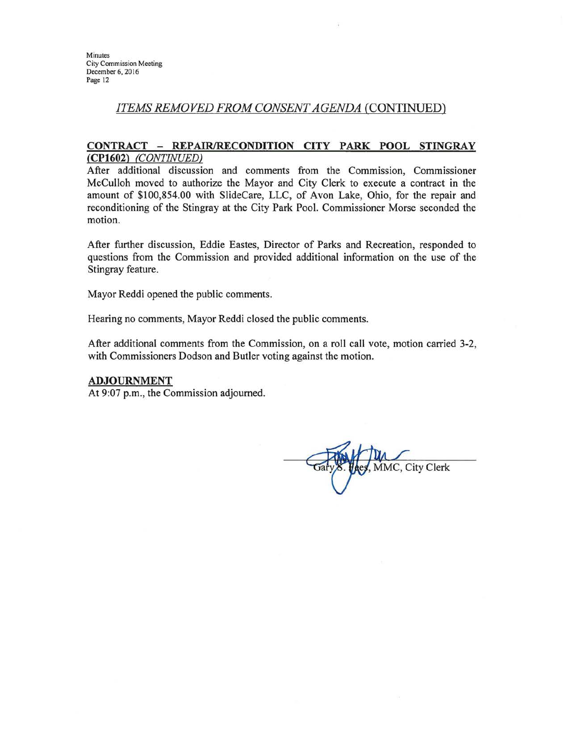## *ITEMS REMOVED FROM CONSENT AGENDA* (CONTINUED)

**CONTRACT – REPAIR/RECONDITION CITY PARK POOL STINGRAY (CP1602)** ***(CONTINUED)***

After additional discussion and comments from the Commission, Commissioner McCulloh moved to authorize the Mayor and City Clerk to execute a contract in the amount of $100,854.00 with SlideCare, LLC, of Avon Lake, Ohio, for the repair and reconditioning of the Stingray at the City Park Pool. Commissioner Morse seconded the motion.

After further discussion, Eddie Eastes, Director of Parks and Recreation, responded to questions from the Commission and provided additional information on the use of the Stingray feature.

Mayor Reddi opened the public comments.

Hearing no comments, Mayor Reddi closed the public comments.

After additional comments from the Commission, on a roll call vote, motion carried 3-2, with Commissioners Dodson and Butler voting against the motion.

**ADJOURNMENT**

At 9:07 p.m., the Commission adjourned.

Gary S. Paes, MMC, City Clerk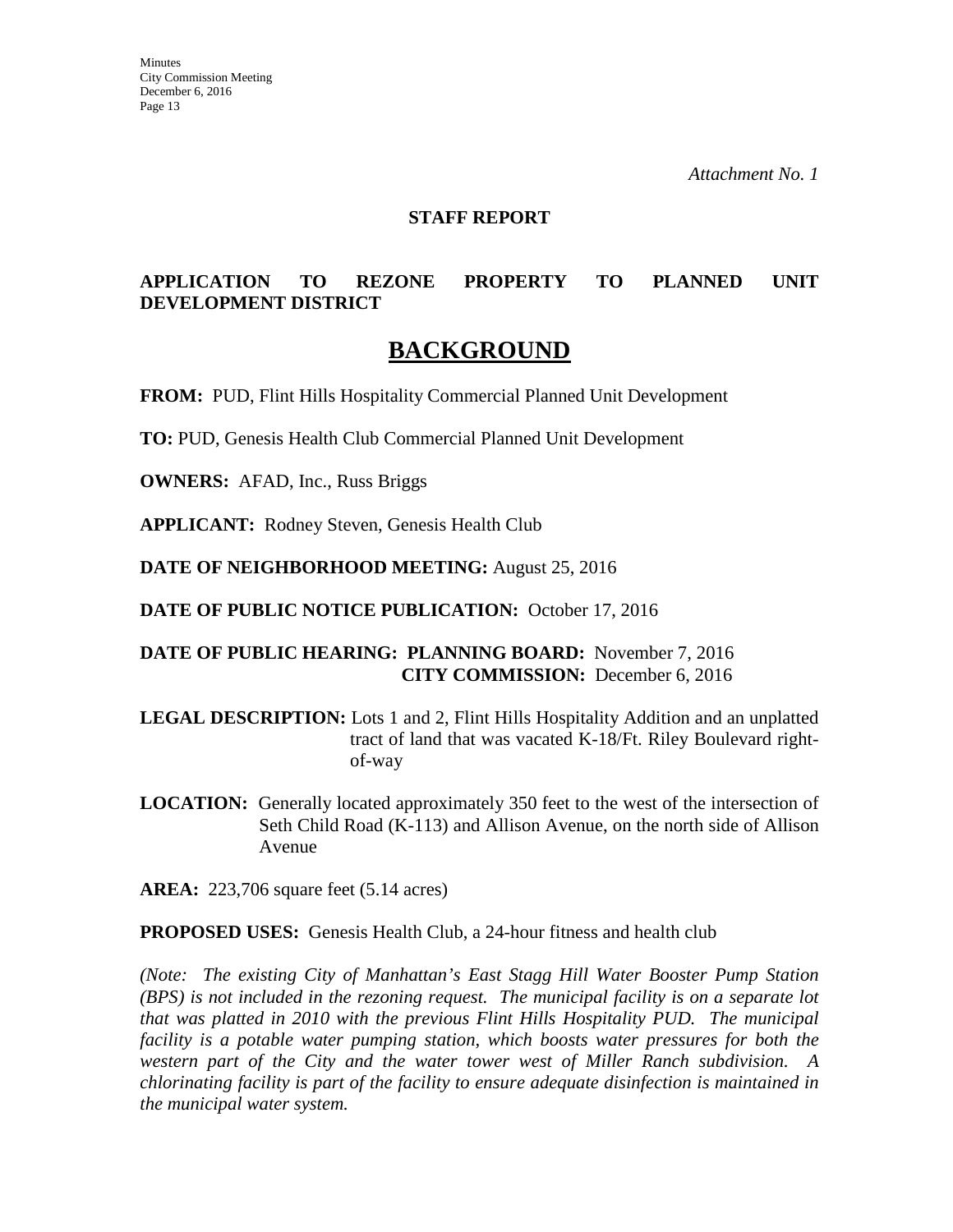*Attachment No. 1*

**STAFF REPORT**

**APPLICATION TO REZONE PROPERTY TO PLANNED UNIT DEVELOPMENT DISTRICT**

# BACKGROUND

**FROM:** PUD, Flint Hills Hospitality Commercial Planned Unit Development

**TO:** PUD, Genesis Health Club Commercial Planned Unit Development

**OWNERS:** AFAD, Inc., Russ Briggs

**APPLICANT:** Rodney Steven, Genesis Health Club

**DATE OF NEIGHBORHOOD MEETING:** August 25, 2016

**DATE OF PUBLIC NOTICE PUBLICATION:** October 17, 2016

**DATE OF PUBLIC HEARING: PLANNING BOARD:** November 7, 2016
**CITY COMMISSION:** December 6, 2016

**LEGAL DESCRIPTION:** Lots 1 and 2, Flint Hills Hospitality Addition and an unplatted tract of land that was vacated K-18/Ft. Riley Boulevard right-of-way

**LOCATION:** Generally located approximately 350 feet to the west of the intersection of Seth Child Road (K-113) and Allison Avenue, on the north side of Allison Avenue

**AREA:** 223,706 square feet (5.14 acres)

**PROPOSED USES:** Genesis Health Club, a 24-hour fitness and health club

*(Note: The existing City of Manhattan's East Stagg Hill Water Booster Pump Station (BPS) is not included in the rezoning request. The municipal facility is on a separate lot that was platted in 2010 with the previous Flint Hills Hospitality PUD. The municipal facility is a potable water pumping station, which boosts water pressures for both the western part of the City and the water tower west of Miller Ranch subdivision. A chlorinating facility is part of the facility to ensure adequate disinfection is maintained in the municipal water system.*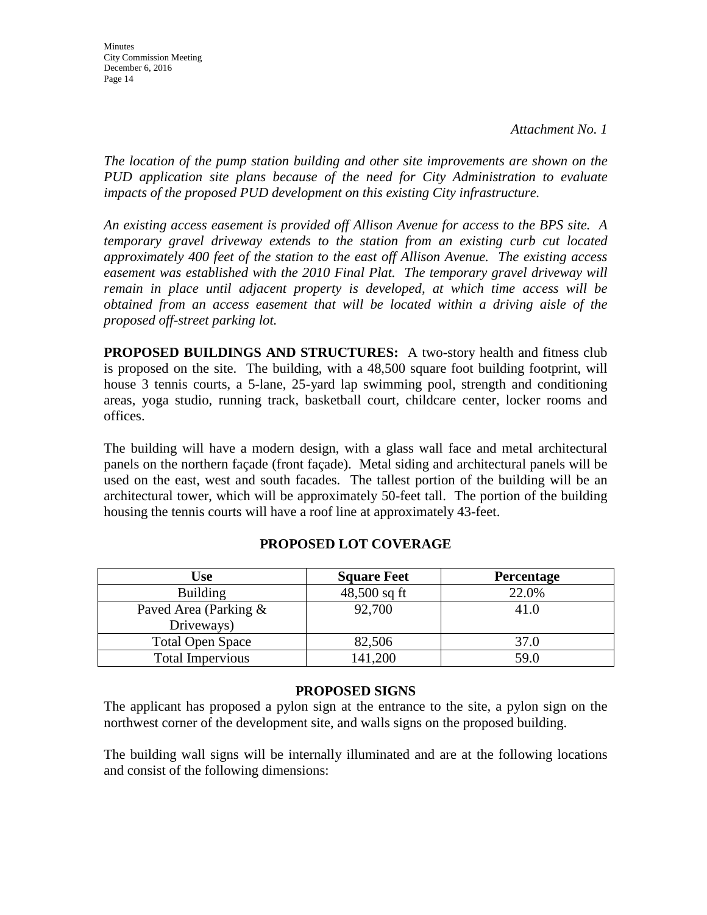*Attachment No. 1*

*The location of the pump station building and other site improvements are shown on the PUD application site plans because of the need for City Administration to evaluate impacts of the proposed PUD development on this existing City infrastructure.*

*An existing access easement is provided off Allison Avenue for access to the BPS site. A temporary gravel driveway extends to the station from an existing curb cut located approximately 400 feet of the station to the east off Allison Avenue. The existing access easement was established with the 2010 Final Plat. The temporary gravel driveway will remain in place until adjacent property is developed, at which time access will be obtained from an access easement that will be located within a driving aisle of the proposed off-street parking lot.*

**PROPOSED BUILDINGS AND STRUCTURES:** A two-story health and fitness club is proposed on the site. The building, with a 48,500 square foot building footprint, will house 3 tennis courts, a 5-lane, 25-yard lap swimming pool, strength and conditioning areas, yoga studio, running track, basketball court, childcare center, locker rooms and offices.

The building will have a modern design, with a glass wall face and metal architectural panels on the northern façade (front façade). Metal siding and architectural panels will be used on the east, west and south facades. The tallest portion of the building will be an architectural tower, which will be approximately 50-feet tall. The portion of the building housing the tennis courts will have a roof line at approximately 43-feet.

**PROPOSED LOT COVERAGE**

| Use | Square Feet | Percentage |
|---|---|---|
| Building | 48,500 sq ft | 22.0% |
| Paved Area (Parking & Driveways) | 92,700 | 41.0 |
| Total Open Space | 82,506 | 37.0 |
| Total Impervious | 141,200 | 59.0 |

**PROPOSED SIGNS**

The applicant has proposed a pylon sign at the entrance to the site, a pylon sign on the northwest corner of the development site, and walls signs on the proposed building.

The building wall signs will be internally illuminated and are at the following locations and consist of the following dimensions: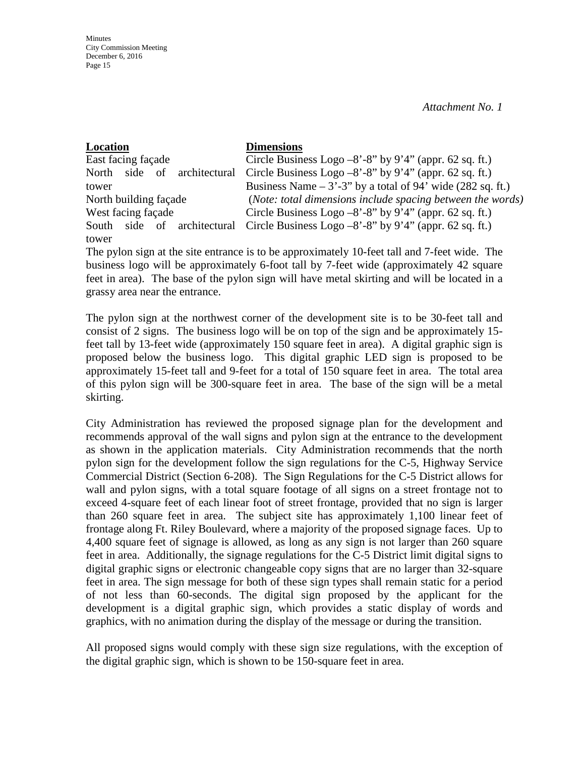*Attachment No. 1*

| Location | Dimensions |
|---|---|
| East facing façade | Circle Business Logo –8'-8" by 9'4" (appr. 62 sq. ft.) |
| North side of architectural tower | Circle Business Logo –8'-8" by 9'4" (appr. 62 sq. ft.) |
| North building façade | Business Name – 3'-3" by a total of 94' wide (282 sq. ft.) (*Note: total dimensions include spacing between the words)* |
| West facing façade | Circle Business Logo –8'-8" by 9'4" (appr. 62 sq. ft.) |
| South side of architectural tower | Circle Business Logo –8'-8" by 9'4" (appr. 62 sq. ft.) |

The pylon sign at the site entrance is to be approximately 10-feet tall and 7-feet wide. The business logo will be approximately 6-foot tall by 7-feet wide (approximately 42 square feet in area). The base of the pylon sign will have metal skirting and will be located in a grassy area near the entrance.

The pylon sign at the northwest corner of the development site is to be 30-feet tall and consist of 2 signs. The business logo will be on top of the sign and be approximately 15-feet tall by 13-feet wide (approximately 150 square feet in area). A digital graphic sign is proposed below the business logo. This digital graphic LED sign is proposed to be approximately 15-feet tall and 9-feet for a total of 150 square feet in area. The total area of this pylon sign will be 300-square feet in area. The base of the sign will be a metal skirting.

City Administration has reviewed the proposed signage plan for the development and recommends approval of the wall signs and pylon sign at the entrance to the development as shown in the application materials. City Administration recommends that the north pylon sign for the development follow the sign regulations for the C-5, Highway Service Commercial District (Section 6-208). The Sign Regulations for the C-5 District allows for wall and pylon signs, with a total square footage of all signs on a street frontage not to exceed 4-square feet of each linear foot of street frontage, provided that no sign is larger than 260 square feet in area. The subject site has approximately 1,100 linear feet of frontage along Ft. Riley Boulevard, where a majority of the proposed signage faces. Up to 4,400 square feet of signage is allowed, as long as any sign is not larger than 260 square feet in area. Additionally, the signage regulations for the C-5 District limit digital signs to digital graphic signs or electronic changeable copy signs that are no larger than 32-square feet in area. The sign message for both of these sign types shall remain static for a period of not less than 60-seconds. The digital sign proposed by the applicant for the development is a digital graphic sign, which provides a static display of words and graphics, with no animation during the display of the message or during the transition.

All proposed signs would comply with these sign size regulations, with the exception of the digital graphic sign, which is shown to be 150-square feet in area.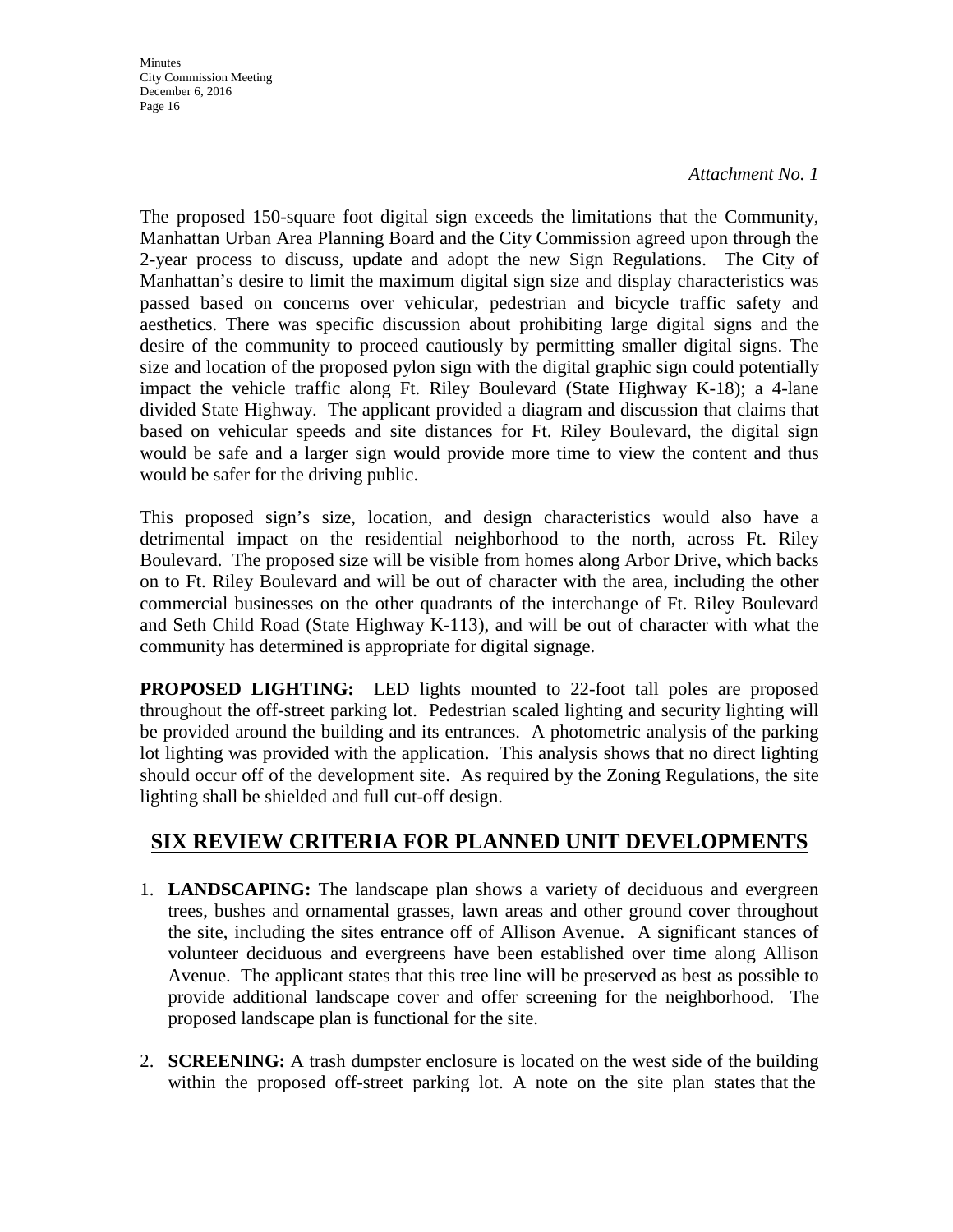*Attachment No. 1*

The proposed 150-square foot digital sign exceeds the limitations that the Community, Manhattan Urban Area Planning Board and the City Commission agreed upon through the 2-year process to discuss, update and adopt the new Sign Regulations. The City of Manhattan's desire to limit the maximum digital sign size and display characteristics was passed based on concerns over vehicular, pedestrian and bicycle traffic safety and aesthetics. There was specific discussion about prohibiting large digital signs and the desire of the community to proceed cautiously by permitting smaller digital signs. The size and location of the proposed pylon sign with the digital graphic sign could potentially impact the vehicle traffic along Ft. Riley Boulevard (State Highway K-18); a 4-lane divided State Highway. The applicant provided a diagram and discussion that claims that based on vehicular speeds and site distances for Ft. Riley Boulevard, the digital sign would be safe and a larger sign would provide more time to view the content and thus would be safer for the driving public.

This proposed sign's size, location, and design characteristics would also have a detrimental impact on the residential neighborhood to the north, across Ft. Riley Boulevard. The proposed size will be visible from homes along Arbor Drive, which backs on to Ft. Riley Boulevard and will be out of character with the area, including the other commercial businesses on the other quadrants of the interchange of Ft. Riley Boulevard and Seth Child Road (State Highway K-113), and will be out of character with what the community has determined is appropriate for digital signage.

**PROPOSED LIGHTING:** LED lights mounted to 22-foot tall poles are proposed throughout the off-street parking lot. Pedestrian scaled lighting and security lighting will be provided around the building and its entrances. A photometric analysis of the parking lot lighting was provided with the application. This analysis shows that no direct lighting should occur off of the development site. As required by the Zoning Regulations, the site lighting shall be shielded and full cut-off design.

## SIX REVIEW CRITERIA FOR PLANNED UNIT DEVELOPMENTS

1. **LANDSCAPING:** The landscape plan shows a variety of deciduous and evergreen trees, bushes and ornamental grasses, lawn areas and other ground cover throughout the site, including the sites entrance off of Allison Avenue. A significant stances of volunteer deciduous and evergreens have been established over time along Allison Avenue. The applicant states that this tree line will be preserved as best as possible to provide additional landscape cover and offer screening for the neighborhood. The proposed landscape plan is functional for the site.

2. **SCREENING:** A trash dumpster enclosure is located on the west side of the building within the proposed off-street parking lot. A note on the site plan states that the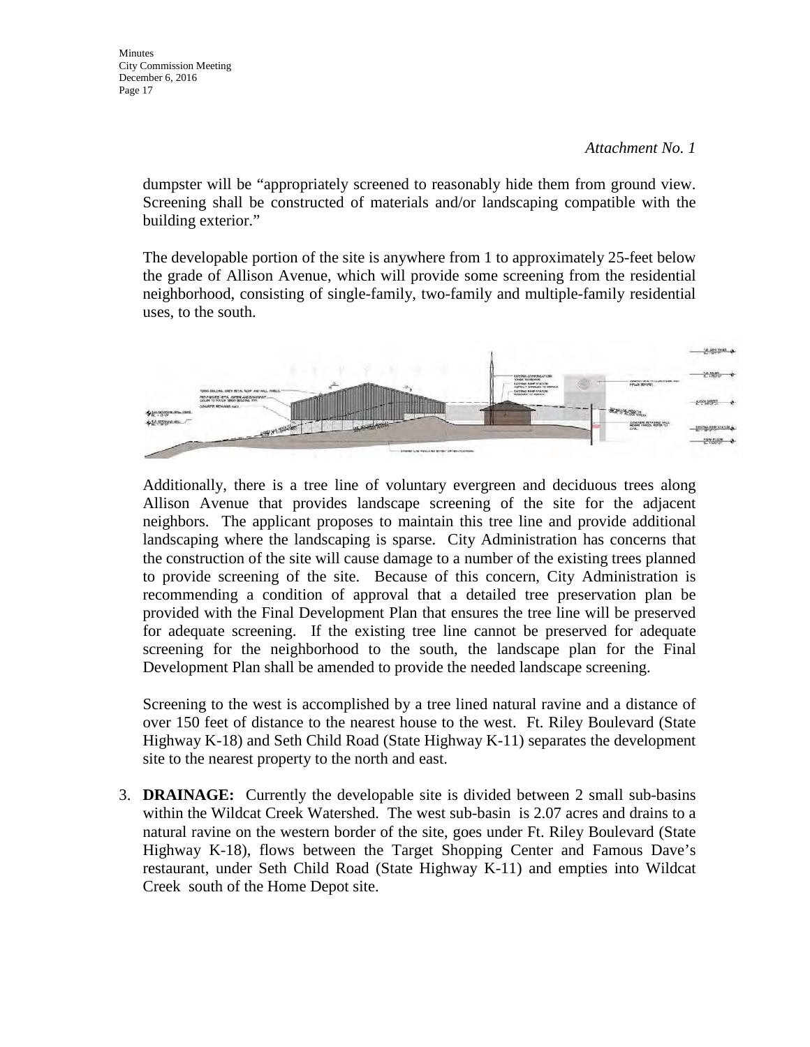*Attachment No. 1*

dumpster will be "appropriately screened to reasonably hide them from ground view. Screening shall be constructed of materials and/or landscaping compatible with the building exterior."

The developable portion of the site is anywhere from 1 to approximately 25-feet below the grade of Allison Avenue, which will provide some screening from the residential neighborhood, consisting of single-family, two-family and multiple-family residential uses, to the south.

Additionally, there is a tree line of voluntary evergreen and deciduous trees along Allison Avenue that provides landscape screening of the site for the adjacent neighbors. The applicant proposes to maintain this tree line and provide additional landscaping where the landscaping is sparse. City Administration has concerns that the construction of the site will cause damage to a number of the existing trees planned to provide screening of the site. Because of this concern, City Administration is recommending a condition of approval that a detailed tree preservation plan be provided with the Final Development Plan that ensures the tree line will be preserved for adequate screening. If the existing tree line cannot be preserved for adequate screening for the neighborhood to the south, the landscape plan for the Final Development Plan shall be amended to provide the needed landscape screening.

Screening to the west is accomplished by a tree lined natural ravine and a distance of over 150 feet of distance to the nearest house to the west. Ft. Riley Boulevard (State Highway K-18) and Seth Child Road (State Highway K-11) separates the development site to the nearest property to the north and east.

3. **DRAINAGE:** Currently the developable site is divided between 2 small sub-basins within the Wildcat Creek Watershed. The west sub-basin is 2.07 acres and drains to a natural ravine on the western border of the site, goes under Ft. Riley Boulevard (State Highway K-18), flows between the Target Shopping Center and Famous Dave's restaurant, under Seth Child Road (State Highway K-11) and empties into Wildcat Creek south of the Home Depot site.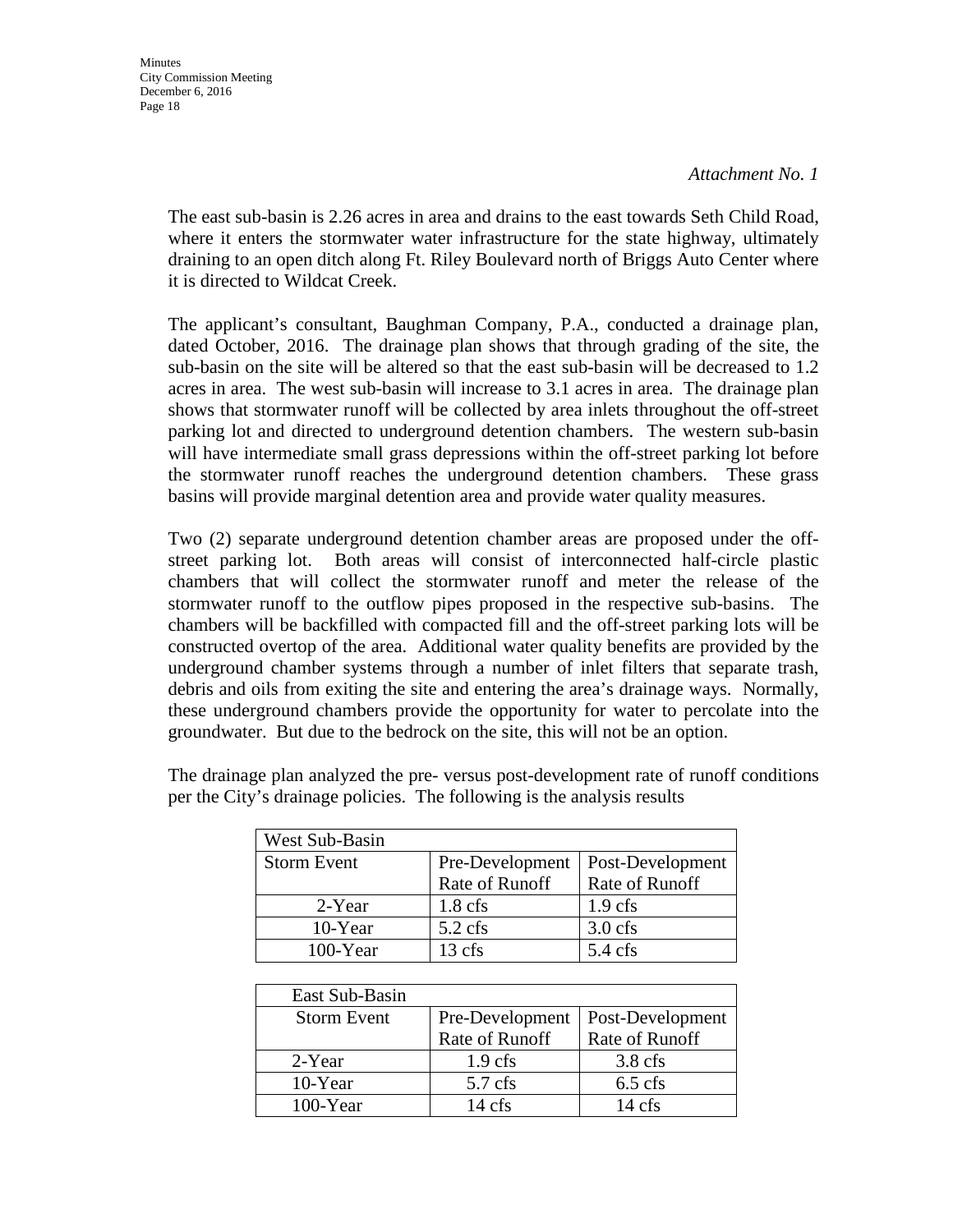*Attachment No. 1*

The east sub-basin is 2.26 acres in area and drains to the east towards Seth Child Road, where it enters the stormwater water infrastructure for the state highway, ultimately draining to an open ditch along Ft. Riley Boulevard north of Briggs Auto Center where it is directed to Wildcat Creek.

The applicant's consultant, Baughman Company, P.A., conducted a drainage plan, dated October, 2016. The drainage plan shows that through grading of the site, the sub-basin on the site will be altered so that the east sub-basin will be decreased to 1.2 acres in area. The west sub-basin will increase to 3.1 acres in area. The drainage plan shows that stormwater runoff will be collected by area inlets throughout the off-street parking lot and directed to underground detention chambers. The western sub-basin will have intermediate small grass depressions within the off-street parking lot before the stormwater runoff reaches the underground detention chambers. These grass basins will provide marginal detention area and provide water quality measures.

Two (2) separate underground detention chamber areas are proposed under the off-street parking lot. Both areas will consist of interconnected half-circle plastic chambers that will collect the stormwater runoff and meter the release of the stormwater runoff to the outflow pipes proposed in the respective sub-basins. The chambers will be backfilled with compacted fill and the off-street parking lots will be constructed overtop of the area. Additional water quality benefits are provided by the underground chamber systems through a number of inlet filters that separate trash, debris and oils from exiting the site and entering the area's drainage ways. Normally, these underground chambers provide the opportunity for water to percolate into the groundwater. But due to the bedrock on the site, this will not be an option.

The drainage plan analyzed the pre- versus post-development rate of runoff conditions per the City's drainage policies. The following is the analysis results

| West Sub-Basin | | |
|---|---|---|
| Storm Event | Pre-Development Rate of Runoff | Post-Development Rate of Runoff |
| 2-Year | 1.8 cfs | 1.9 cfs |
| 10-Year | 5.2 cfs | 3.0 cfs |
| 100-Year | 13 cfs | 5.4 cfs |

| East Sub-Basin | | |
|---|---|---|
| Storm Event | Pre-Development Rate of Runoff | Post-Development Rate of Runoff |
| 2-Year | 1.9 cfs | 3.8 cfs |
| 10-Year | 5.7 cfs | 6.5 cfs |
| 100-Year | 14 cfs | 14 cfs |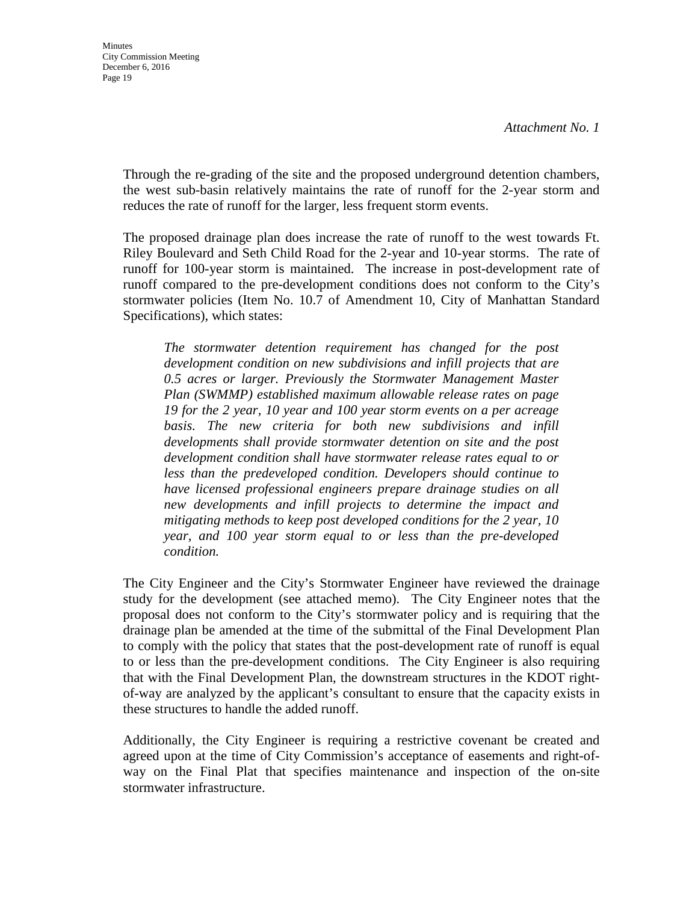*Attachment No. 1*

Through the re-grading of the site and the proposed underground detention chambers, the west sub-basin relatively maintains the rate of runoff for the 2-year storm and reduces the rate of runoff for the larger, less frequent storm events.

The proposed drainage plan does increase the rate of runoff to the west towards Ft. Riley Boulevard and Seth Child Road for the 2-year and 10-year storms. The rate of runoff for 100-year storm is maintained. The increase in post-development rate of runoff compared to the pre-development conditions does not conform to the City's stormwater policies (Item No. 10.7 of Amendment 10, City of Manhattan Standard Specifications), which states:

> *The stormwater detention requirement has changed for the post development condition on new subdivisions and infill projects that are 0.5 acres or larger. Previously the Stormwater Management Master Plan (SWMMP) established maximum allowable release rates on page 19 for the 2 year, 10 year and 100 year storm events on a per acreage basis. The new criteria for both new subdivisions and infill developments shall provide stormwater detention on site and the post development condition shall have stormwater release rates equal to or less than the predeveloped condition. Developers should continue to have licensed professional engineers prepare drainage studies on all new developments and infill projects to determine the impact and mitigating methods to keep post developed conditions for the 2 year, 10 year, and 100 year storm equal to or less than the pre-developed condition.*

The City Engineer and the City's Stormwater Engineer have reviewed the drainage study for the development (see attached memo). The City Engineer notes that the proposal does not conform to the City's stormwater policy and is requiring that the drainage plan be amended at the time of the submittal of the Final Development Plan to comply with the policy that states that the post-development rate of runoff is equal to or less than the pre-development conditions. The City Engineer is also requiring that with the Final Development Plan, the downstream structures in the KDOT right-of-way are analyzed by the applicant's consultant to ensure that the capacity exists in these structures to handle the added runoff.

Additionally, the City Engineer is requiring a restrictive covenant be created and agreed upon at the time of City Commission's acceptance of easements and right-of-way on the Final Plat that specifies maintenance and inspection of the on-site stormwater infrastructure.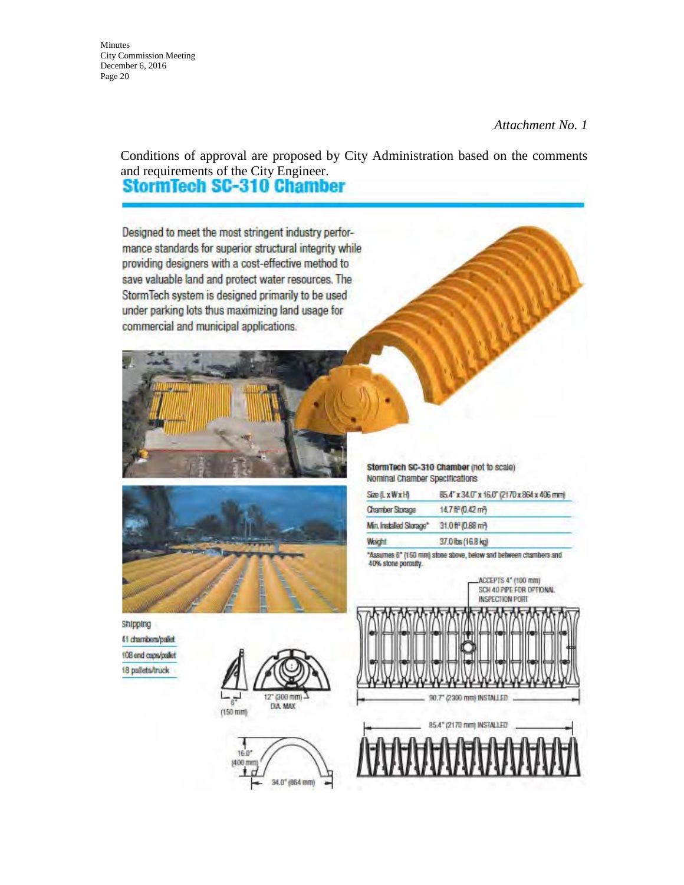*Attachment No. 1*

Conditions of approval are proposed by City Administration based on the comments and requirements of the City Engineer.

# StormTech SC-310 Chamber

Designed to meet the most stringent industry performance standards for superior structural integrity while providing designers with a cost-effective method to save valuable land and protect water resources. The StormTech system is designed primarily to be used under parking lots thus maximizing land usage for commercial and municipal applications.

**StormTech SC-310 Chamber** (not to scale)
Nominal Chamber Specifications

| | |
|---|---|
| Size (L x W x H) | 85.4" x 34.0" x 16.0" (2170 x 864 x 406 mm) |
| Chamber Storage | 14.7 ft³ (0.42 m³) |
| Min. Installed Storage* | 31.0 ft³ (0.88 m³) |
| Weight | 37.0 lbs (16.8 kg) |

*Assumes 6" (150 mm) stone above, below and between chambers and 40% stone porosity.

ACCEPTS 4" (100 mm) SCH 40 PIPE FOR OPTIONAL INSPECTION PORT

90.7" (2300 mm) INSTALLED

85.4" (2170 mm) INSTALLED

6" (150 mm)

12" (300 mm) DIA. MAX

16.0" (400 mm)

34.0" (864 mm)

**Shipping**

41 chambers/pallet
108 end caps/pallet
18 pallets/truck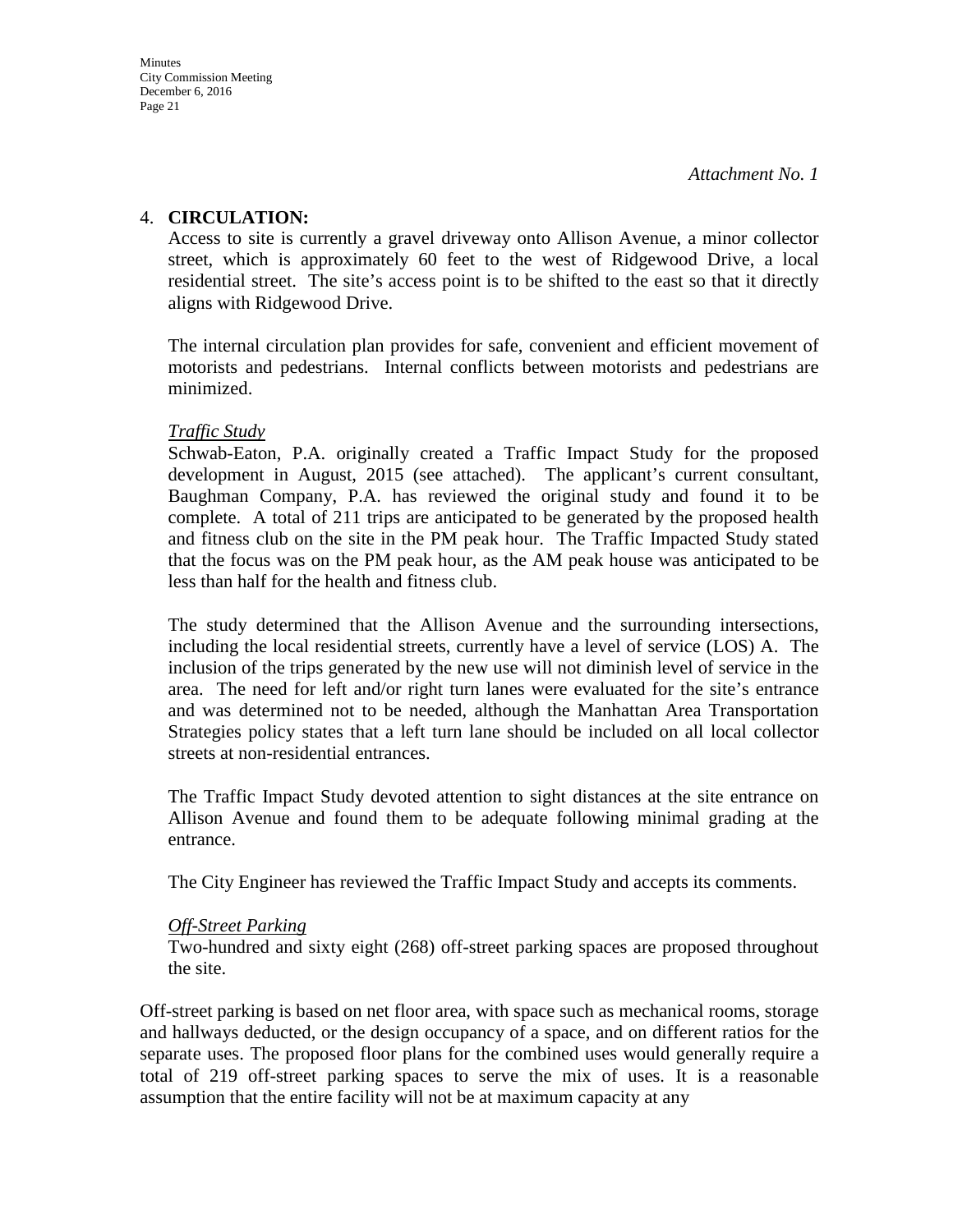*Attachment No. 1*

4. **CIRCULATION:**

   Access to site is currently a gravel driveway onto Allison Avenue, a minor collector street, which is approximately 60 feet to the west of Ridgewood Drive, a local residential street. The site's access point is to be shifted to the east so that it directly aligns with Ridgewood Drive.

   The internal circulation plan provides for safe, convenient and efficient movement of motorists and pedestrians. Internal conflicts between motorists and pedestrians are minimized.

   *Traffic Study*

   Schwab-Eaton, P.A. originally created a Traffic Impact Study for the proposed development in August, 2015 (see attached). The applicant's current consultant, Baughman Company, P.A. has reviewed the original study and found it to be complete. A total of 211 trips are anticipated to be generated by the proposed health and fitness club on the site in the PM peak hour. The Traffic Impacted Study stated that the focus was on the PM peak hour, as the AM peak house was anticipated to be less than half for the health and fitness club.

   The study determined that the Allison Avenue and the surrounding intersections, including the local residential streets, currently have a level of service (LOS) A. The inclusion of the trips generated by the new use will not diminish level of service in the area. The need for left and/or right turn lanes were evaluated for the site's entrance and was determined not to be needed, although the Manhattan Area Transportation Strategies policy states that a left turn lane should be included on all local collector streets at non-residential entrances.

   The Traffic Impact Study devoted attention to sight distances at the site entrance on Allison Avenue and found them to be adequate following minimal grading at the entrance.

   The City Engineer has reviewed the Traffic Impact Study and accepts its comments.

   *Off-Street Parking*

   Two-hundred and sixty eight (268) off-street parking spaces are proposed throughout the site.

Off-street parking is based on net floor area, with space such as mechanical rooms, storage and hallways deducted, or the design occupancy of a space, and on different ratios for the separate uses. The proposed floor plans for the combined uses would generally require a total of 219 off-street parking spaces to serve the mix of uses. It is a reasonable assumption that the entire facility will not be at maximum capacity at any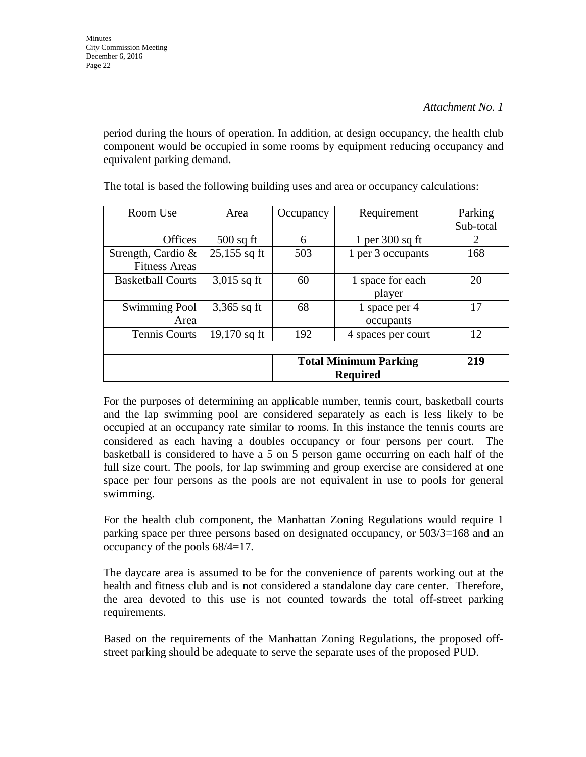*Attachment No. 1*

period during the hours of operation. In addition, at design occupancy, the health club component would be occupied in some rooms by equipment reducing occupancy and equivalent parking demand.

The total is based the following building uses and area or occupancy calculations:

| Room Use | Area | Occupancy | Requirement | Parking Sub-total |
|---|---|---|---|---|
| Offices | 500 sq ft | 6 | 1 per 300 sq ft | 2 |
| Strength, Cardio & Fitness Areas | 25,155 sq ft | 503 | 1 per 3 occupants | 168 |
| Basketball Courts | 3,015 sq ft | 60 | 1 space for each player | 20 |
| Swimming Pool Area | 3,365 sq ft | 68 | 1 space per 4 occupants | 17 |
| Tennis Courts | 19,170 sq ft | 192 | 4 spaces per court | 12 |
| | | | | |
| | | **Total Minimum Parking Required** | | **219** |

For the purposes of determining an applicable number, tennis court, basketball courts and the lap swimming pool are considered separately as each is less likely to be occupied at an occupancy rate similar to rooms. In this instance the tennis courts are considered as each having a doubles occupancy or four persons per court. The basketball is considered to have a 5 on 5 person game occurring on each half of the full size court. The pools, for lap swimming and group exercise are considered at one space per four persons as the pools are not equivalent in use to pools for general swimming.

For the health club component, the Manhattan Zoning Regulations would require 1 parking space per three persons based on designated occupancy, or 503/3=168 and an occupancy of the pools 68/4=17.

The daycare area is assumed to be for the convenience of parents working out at the health and fitness club and is not considered a standalone day care center. Therefore, the area devoted to this use is not counted towards the total off-street parking requirements.

Based on the requirements of the Manhattan Zoning Regulations, the proposed off-street parking should be adequate to serve the separate uses of the proposed PUD.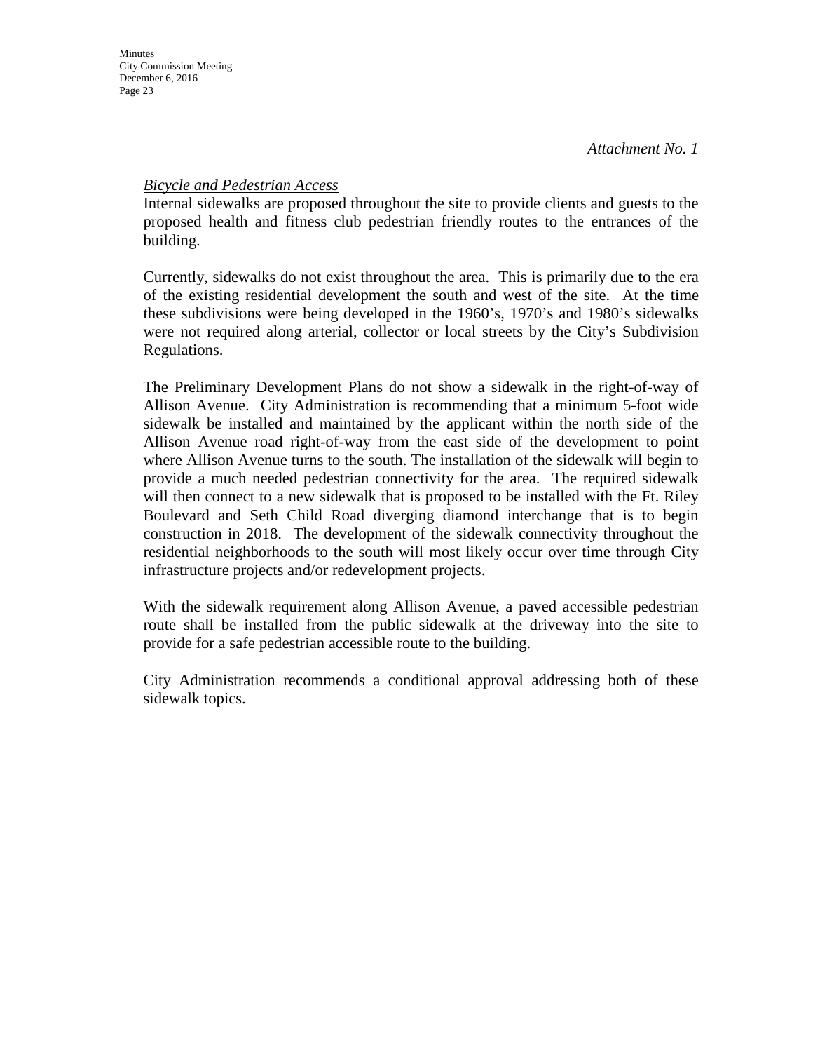*Attachment No. 1*

*Bicycle and Pedestrian Access*

Internal sidewalks are proposed throughout the site to provide clients and guests to the proposed health and fitness club pedestrian friendly routes to the entrances of the building.

Currently, sidewalks do not exist throughout the area. This is primarily due to the era of the existing residential development the south and west of the site. At the time these subdivisions were being developed in the 1960's, 1970's and 1980's sidewalks were not required along arterial, collector or local streets by the City's Subdivision Regulations.

The Preliminary Development Plans do not show a sidewalk in the right-of-way of Allison Avenue. City Administration is recommending that a minimum 5-foot wide sidewalk be installed and maintained by the applicant within the north side of the Allison Avenue road right-of-way from the east side of the development to point where Allison Avenue turns to the south. The installation of the sidewalk will begin to provide a much needed pedestrian connectivity for the area. The required sidewalk will then connect to a new sidewalk that is proposed to be installed with the Ft. Riley Boulevard and Seth Child Road diverging diamond interchange that is to begin construction in 2018. The development of the sidewalk connectivity throughout the residential neighborhoods to the south will most likely occur over time through City infrastructure projects and/or redevelopment projects.

With the sidewalk requirement along Allison Avenue, a paved accessible pedestrian route shall be installed from the public sidewalk at the driveway into the site to provide for a safe pedestrian accessible route to the building.

City Administration recommends a conditional approval addressing both of these sidewalk topics.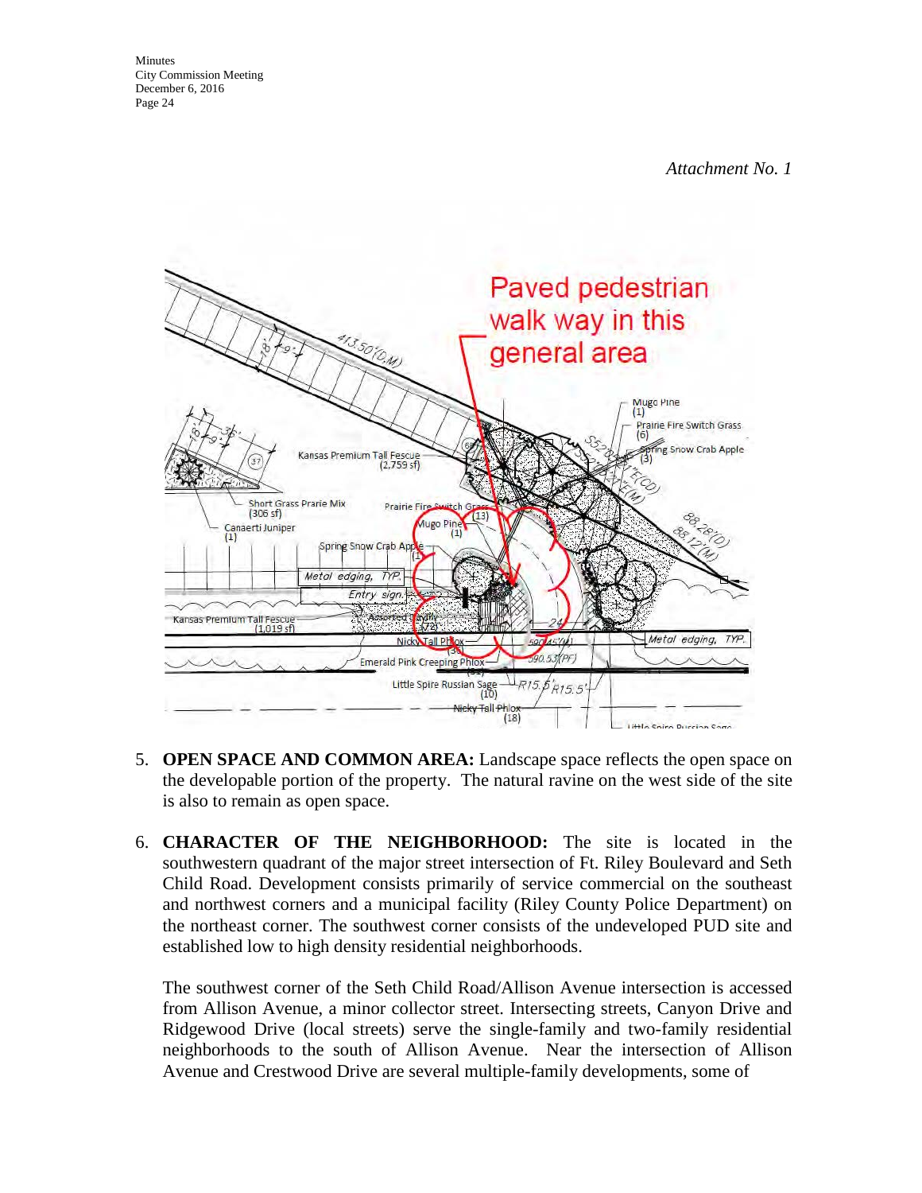*Attachment No. 1*

Paved pedestrian walk way in this general area

Mugo Pine (1)
Prairie Fire Switch Grass (6)
Spring Snow Crab Apple (3)
Kansas Premium Tall Fescue (2,759 sf)
Short Grass Prarie Mix (306 sf)
Canaerti Juniper (1)
Prairie Fire Switch Grass (13)
Mugo Pine (1)
Spring Snow Crab Apple (1)
Metal edging, TYP.
Entry sign.
Kansas Premium Tall Fescue (1,019 sf)
Assorted Daylily (72)
Nicky Tall Phlox (36)
Emerald Pink Creeping Phlox (31)
Little Spire Russian Sage (10)
Nicky Tall Phlox (18)
Metal edging, TYP.
Little Spire Russian Sage

5. **OPEN SPACE AND COMMON AREA:** Landscape space reflects the open space on the developable portion of the property. The natural ravine on the west side of the site is also to remain as open space.

6. **CHARACTER OF THE NEIGHBORHOOD:** The site is located in the southwestern quadrant of the major street intersection of Ft. Riley Boulevard and Seth Child Road. Development consists primarily of service commercial on the southeast and northwest corners and a municipal facility (Riley County Police Department) on the northeast corner. The southwest corner consists of the undeveloped PUD site and established low to high density residential neighborhoods.

   The southwest corner of the Seth Child Road/Allison Avenue intersection is accessed from Allison Avenue, a minor collector street. Intersecting streets, Canyon Drive and Ridgewood Drive (local streets) serve the single-family and two-family residential neighborhoods to the south of Allison Avenue. Near the intersection of Allison Avenue and Crestwood Drive are several multiple-family developments, some of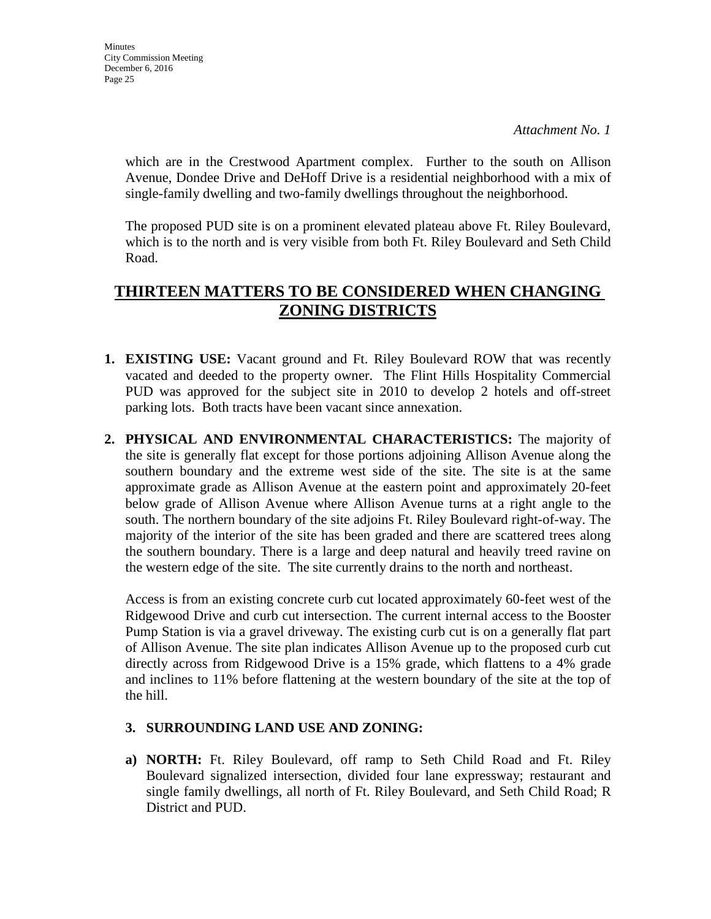*Attachment No. 1*

which are in the Crestwood Apartment complex. Further to the south on Allison Avenue, Dondee Drive and DeHoff Drive is a residential neighborhood with a mix of single-family dwelling and two-family dwellings throughout the neighborhood.

The proposed PUD site is on a prominent elevated plateau above Ft. Riley Boulevard, which is to the north and is very visible from both Ft. Riley Boulevard and Seth Child Road.

## THIRTEEN MATTERS TO BE CONSIDERED WHEN CHANGING ZONING DISTRICTS

1. **EXISTING USE:** Vacant ground and Ft. Riley Boulevard ROW that was recently vacated and deeded to the property owner. The Flint Hills Hospitality Commercial PUD was approved for the subject site in 2010 to develop 2 hotels and off-street parking lots. Both tracts have been vacant since annexation.

2. **PHYSICAL AND ENVIRONMENTAL CHARACTERISTICS:** The majority of the site is generally flat except for those portions adjoining Allison Avenue along the southern boundary and the extreme west side of the site. The site is at the same approximate grade as Allison Avenue at the eastern point and approximately 20-feet below grade of Allison Avenue where Allison Avenue turns at a right angle to the south. The northern boundary of the site adjoins Ft. Riley Boulevard right-of-way. The majority of the interior of the site has been graded and there are scattered trees along the southern boundary. There is a large and deep natural and heavily treed ravine on the western edge of the site. The site currently drains to the north and northeast.

   Access is from an existing concrete curb cut located approximately 60-feet west of the Ridgewood Drive and curb cut intersection. The current internal access to the Booster Pump Station is via a gravel driveway. The existing curb cut is on a generally flat part of Allison Avenue. The site plan indicates Allison Avenue up to the proposed curb cut directly across from Ridgewood Drive is a 15% grade, which flattens to a 4% grade and inclines to 11% before flattening at the western boundary of the site at the top of the hill.

3. **SURROUNDING LAND USE AND ZONING:**

   a) **NORTH:** Ft. Riley Boulevard, off ramp to Seth Child Road and Ft. Riley Boulevard signalized intersection, divided four lane expressway; restaurant and single family dwellings, all north of Ft. Riley Boulevard, and Seth Child Road; R District and PUD.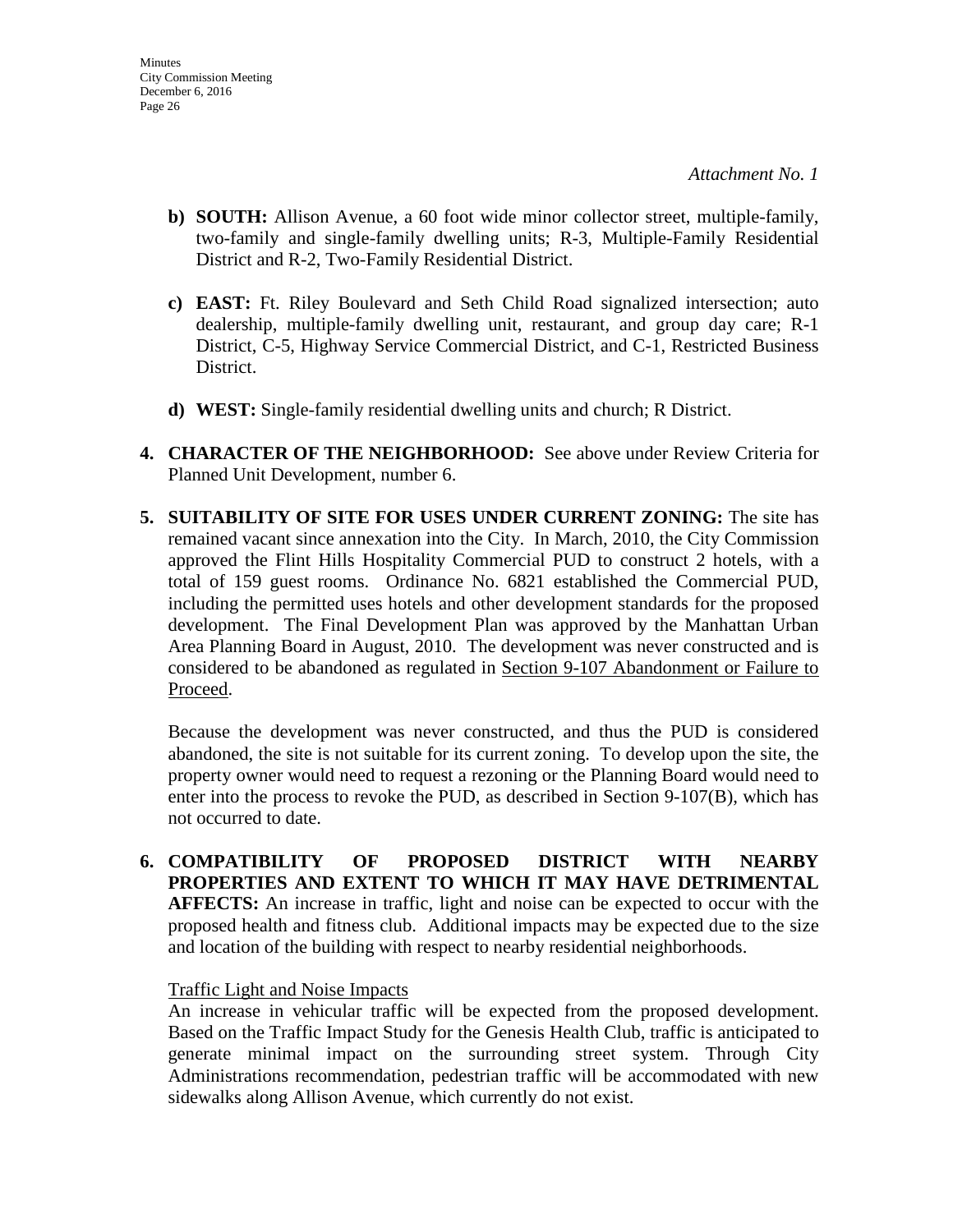*Attachment No. 1*

- **b) SOUTH:** Allison Avenue, a 60 foot wide minor collector street, multiple-family, two-family and single-family dwelling units; R-3, Multiple-Family Residential District and R-2, Two-Family Residential District.

- **c) EAST:** Ft. Riley Boulevard and Seth Child Road signalized intersection; auto dealership, multiple-family dwelling unit, restaurant, and group day care; R-1 District, C-5, Highway Service Commercial District, and C-1, Restricted Business District.

- **d) WEST:** Single-family residential dwelling units and church; R District.

**4. CHARACTER OF THE NEIGHBORHOOD:** See above under Review Criteria for Planned Unit Development, number 6.

**5. SUITABILITY OF SITE FOR USES UNDER CURRENT ZONING:** The site has remained vacant since annexation into the City. In March, 2010, the City Commission approved the Flint Hills Hospitality Commercial PUD to construct 2 hotels, with a total of 159 guest rooms. Ordinance No. 6821 established the Commercial PUD, including the permitted uses hotels and other development standards for the proposed development. The Final Development Plan was approved by the Manhattan Urban Area Planning Board in August, 2010. The development was never constructed and is considered to be abandoned as regulated in Section 9-107 Abandonment or Failure to Proceed.

Because the development was never constructed, and thus the PUD is considered abandoned, the site is not suitable for its current zoning. To develop upon the site, the property owner would need to request a rezoning or the Planning Board would need to enter into the process to revoke the PUD, as described in Section 9-107(B), which has not occurred to date.

**6. COMPATIBILITY OF PROPOSED DISTRICT WITH NEARBY PROPERTIES AND EXTENT TO WHICH IT MAY HAVE DETRIMENTAL AFFECTS:** An increase in traffic, light and noise can be expected to occur with the proposed health and fitness club. Additional impacts may be expected due to the size and location of the building with respect to nearby residential neighborhoods.

Traffic Light and Noise Impacts

An increase in vehicular traffic will be expected from the proposed development. Based on the Traffic Impact Study for the Genesis Health Club, traffic is anticipated to generate minimal impact on the surrounding street system. Through City Administrations recommendation, pedestrian traffic will be accommodated with new sidewalks along Allison Avenue, which currently do not exist.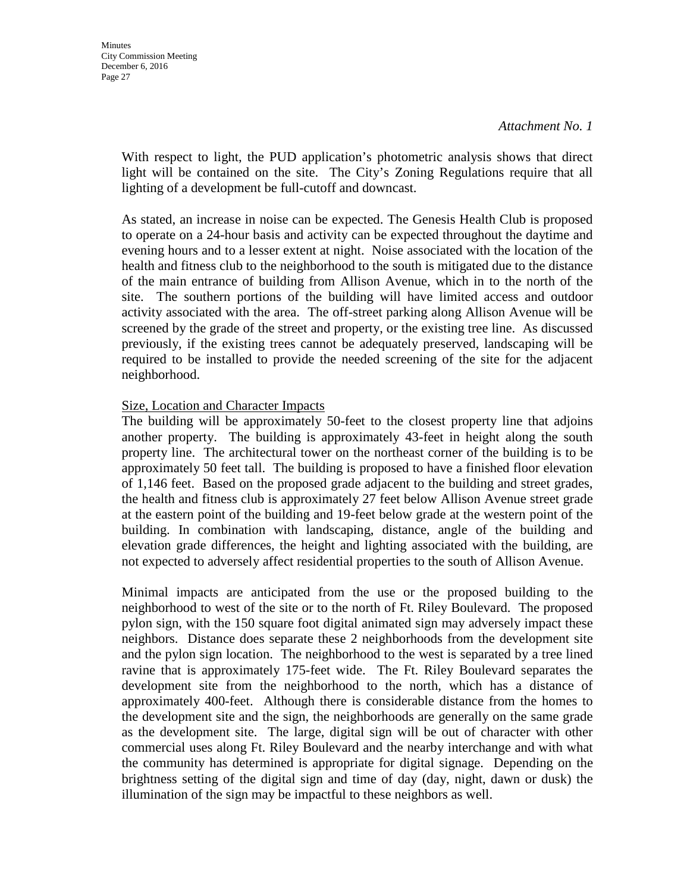*Attachment No. 1*

With respect to light, the PUD application's photometric analysis shows that direct light will be contained on the site. The City's Zoning Regulations require that all lighting of a development be full-cutoff and downcast.

As stated, an increase in noise can be expected. The Genesis Health Club is proposed to operate on a 24-hour basis and activity can be expected throughout the daytime and evening hours and to a lesser extent at night. Noise associated with the location of the health and fitness club to the neighborhood to the south is mitigated due to the distance of the main entrance of building from Allison Avenue, which in to the north of the site. The southern portions of the building will have limited access and outdoor activity associated with the area. The off-street parking along Allison Avenue will be screened by the grade of the street and property, or the existing tree line. As discussed previously, if the existing trees cannot be adequately preserved, landscaping will be required to be installed to provide the needed screening of the site for the adjacent neighborhood.

Size, Location and Character Impacts

The building will be approximately 50-feet to the closest property line that adjoins another property. The building is approximately 43-feet in height along the south property line. The architectural tower on the northeast corner of the building is to be approximately 50 feet tall. The building is proposed to have a finished floor elevation of 1,146 feet. Based on the proposed grade adjacent to the building and street grades, the health and fitness club is approximately 27 feet below Allison Avenue street grade at the eastern point of the building and 19-feet below grade at the western point of the building. In combination with landscaping, distance, angle of the building and elevation grade differences, the height and lighting associated with the building, are not expected to adversely affect residential properties to the south of Allison Avenue.

Minimal impacts are anticipated from the use or the proposed building to the neighborhood to west of the site or to the north of Ft. Riley Boulevard. The proposed pylon sign, with the 150 square foot digital animated sign may adversely impact these neighbors. Distance does separate these 2 neighborhoods from the development site and the pylon sign location. The neighborhood to the west is separated by a tree lined ravine that is approximately 175-feet wide. The Ft. Riley Boulevard separates the development site from the neighborhood to the north, which has a distance of approximately 400-feet. Although there is considerable distance from the homes to the development site and the sign, the neighborhoods are generally on the same grade as the development site. The large, digital sign will be out of character with other commercial uses along Ft. Riley Boulevard and the nearby interchange and with what the community has determined is appropriate for digital signage. Depending on the brightness setting of the digital sign and time of day (day, night, dawn or dusk) the illumination of the sign may be impactful to these neighbors as well.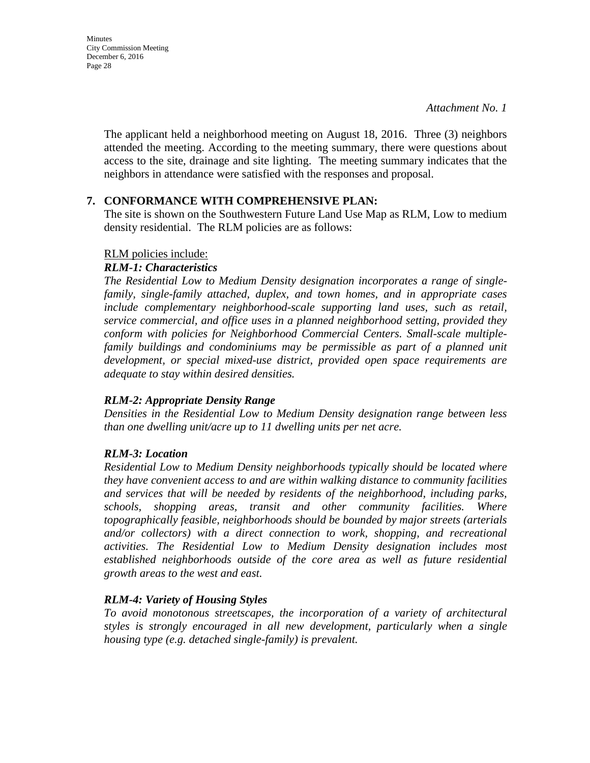*Attachment No. 1*

The applicant held a neighborhood meeting on August 18, 2016. Three (3) neighbors attended the meeting. According to the meeting summary, there were questions about access to the site, drainage and site lighting. The meeting summary indicates that the neighbors in attendance were satisfied with the responses and proposal.

## 7. CONFORMANCE WITH COMPREHENSIVE PLAN:

The site is shown on the Southwestern Future Land Use Map as RLM, Low to medium density residential. The RLM policies are as follows:

RLM policies include:

***RLM-1: Characteristics***

*The Residential Low to Medium Density designation incorporates a range of single-family, single-family attached, duplex, and town homes, and in appropriate cases include complementary neighborhood-scale supporting land uses, such as retail, service commercial, and office uses in a planned neighborhood setting, provided they conform with policies for Neighborhood Commercial Centers. Small-scale multiple-family buildings and condominiums may be permissible as part of a planned unit development, or special mixed-use district, provided open space requirements are adequate to stay within desired densities.*

***RLM-2: Appropriate Density Range***

*Densities in the Residential Low to Medium Density designation range between less than one dwelling unit/acre up to 11 dwelling units per net acre.*

***RLM-3: Location***

*Residential Low to Medium Density neighborhoods typically should be located where they have convenient access to and are within walking distance to community facilities and services that will be needed by residents of the neighborhood, including parks, schools, shopping areas, transit and other community facilities. Where topographically feasible, neighborhoods should be bounded by major streets (arterials and/or collectors) with a direct connection to work, shopping, and recreational activities. The Residential Low to Medium Density designation includes most established neighborhoods outside of the core area as well as future residential growth areas to the west and east.*

***RLM-4: Variety of Housing Styles***

*To avoid monotonous streetscapes, the incorporation of a variety of architectural styles is strongly encouraged in all new development, particularly when a single housing type (e.g. detached single-family) is prevalent.*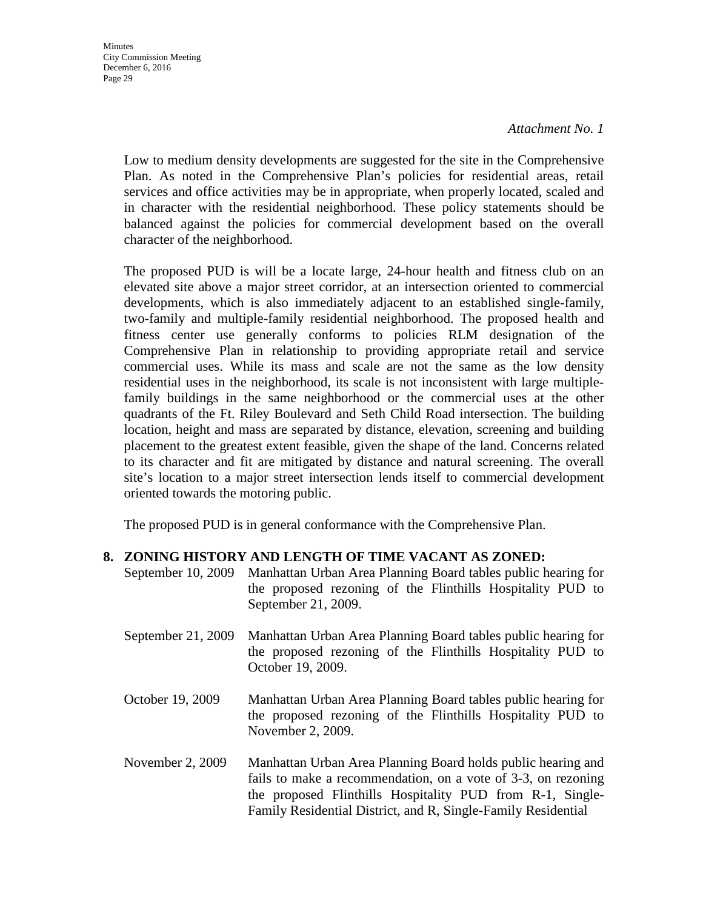*Attachment No. 1*

Low to medium density developments are suggested for the site in the Comprehensive Plan. As noted in the Comprehensive Plan's policies for residential areas, retail services and office activities may be in appropriate, when properly located, scaled and in character with the residential neighborhood. These policy statements should be balanced against the policies for commercial development based on the overall character of the neighborhood.

The proposed PUD is will be a locate large, 24-hour health and fitness club on an elevated site above a major street corridor, at an intersection oriented to commercial developments, which is also immediately adjacent to an established single-family, two-family and multiple-family residential neighborhood. The proposed health and fitness center use generally conforms to policies RLM designation of the Comprehensive Plan in relationship to providing appropriate retail and service commercial uses. While its mass and scale are not the same as the low density residential uses in the neighborhood, its scale is not inconsistent with large multiple-family buildings in the same neighborhood or the commercial uses at the other quadrants of the Ft. Riley Boulevard and Seth Child Road intersection. The building location, height and mass are separated by distance, elevation, screening and building placement to the greatest extent feasible, given the shape of the land. Concerns related to its character and fit are mitigated by distance and natural screening. The overall site's location to a major street intersection lends itself to commercial development oriented towards the motoring public.

The proposed PUD is in general conformance with the Comprehensive Plan.

**8. ZONING HISTORY AND LENGTH OF TIME VACANT AS ZONED:**

September 10, 2009 Manhattan Urban Area Planning Board tables public hearing for the proposed rezoning of the Flinthills Hospitality PUD to September 21, 2009.

September 21, 2009 Manhattan Urban Area Planning Board tables public hearing for the proposed rezoning of the Flinthills Hospitality PUD to October 19, 2009.

October 19, 2009 Manhattan Urban Area Planning Board tables public hearing for the proposed rezoning of the Flinthills Hospitality PUD to November 2, 2009.

November 2, 2009 Manhattan Urban Area Planning Board holds public hearing and fails to make a recommendation, on a vote of 3-3, on rezoning the proposed Flinthills Hospitality PUD from R-1, Single-Family Residential District, and R, Single-Family Residential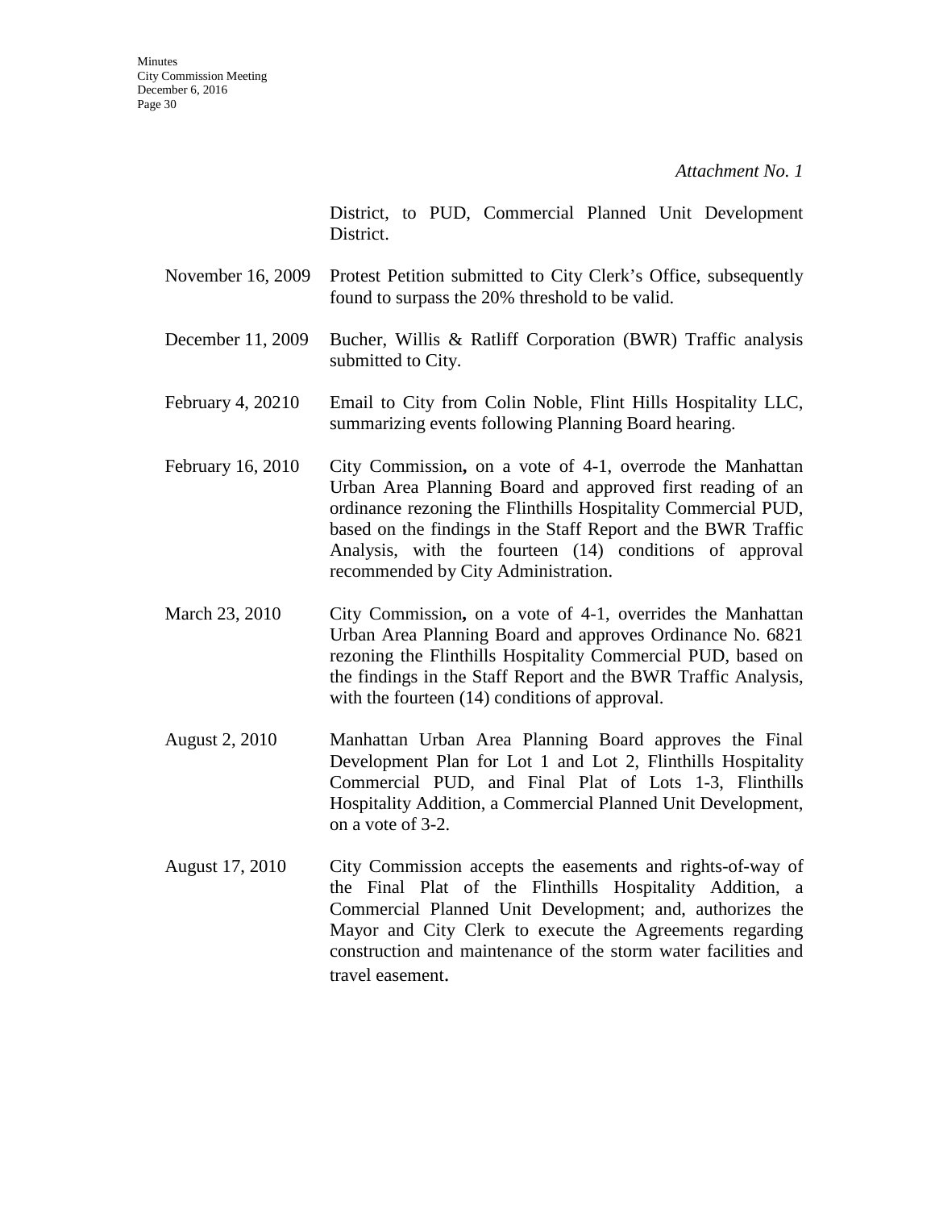*Attachment No. 1*

| | |
|---|---|
| | District, to PUD, Commercial Planned Unit Development District. |
| November 16, 2009 | Protest Petition submitted to City Clerk's Office, subsequently found to surpass the 20% threshold to be valid. |
| December 11, 2009 | Bucher, Willis & Ratliff Corporation (BWR) Traffic analysis submitted to City. |
| February 4, 20210 | Email to City from Colin Noble, Flint Hills Hospitality LLC, summarizing events following Planning Board hearing. |
| February 16, 2010 | City Commission**,** on a vote of 4-1, overrode the Manhattan Urban Area Planning Board and approved first reading of an ordinance rezoning the Flinthills Hospitality Commercial PUD, based on the findings in the Staff Report and the BWR Traffic Analysis, with the fourteen (14) conditions of approval recommended by City Administration. |
| March 23, 2010 | City Commission**,** on a vote of 4-1, overrides the Manhattan Urban Area Planning Board and approves Ordinance No. 6821 rezoning the Flinthills Hospitality Commercial PUD, based on the findings in the Staff Report and the BWR Traffic Analysis, with the fourteen (14) conditions of approval. |
| August 2, 2010 | Manhattan Urban Area Planning Board approves the Final Development Plan for Lot 1 and Lot 2, Flinthills Hospitality Commercial PUD, and Final Plat of Lots 1-3, Flinthills Hospitality Addition, a Commercial Planned Unit Development, on a vote of 3-2. |
| August 17, 2010 | City Commission accepts the easements and rights-of-way of the Final Plat of the Flinthills Hospitality Addition, a Commercial Planned Unit Development; and, authorizes the Mayor and City Clerk to execute the Agreements regarding construction and maintenance of the storm water facilities and travel easement. |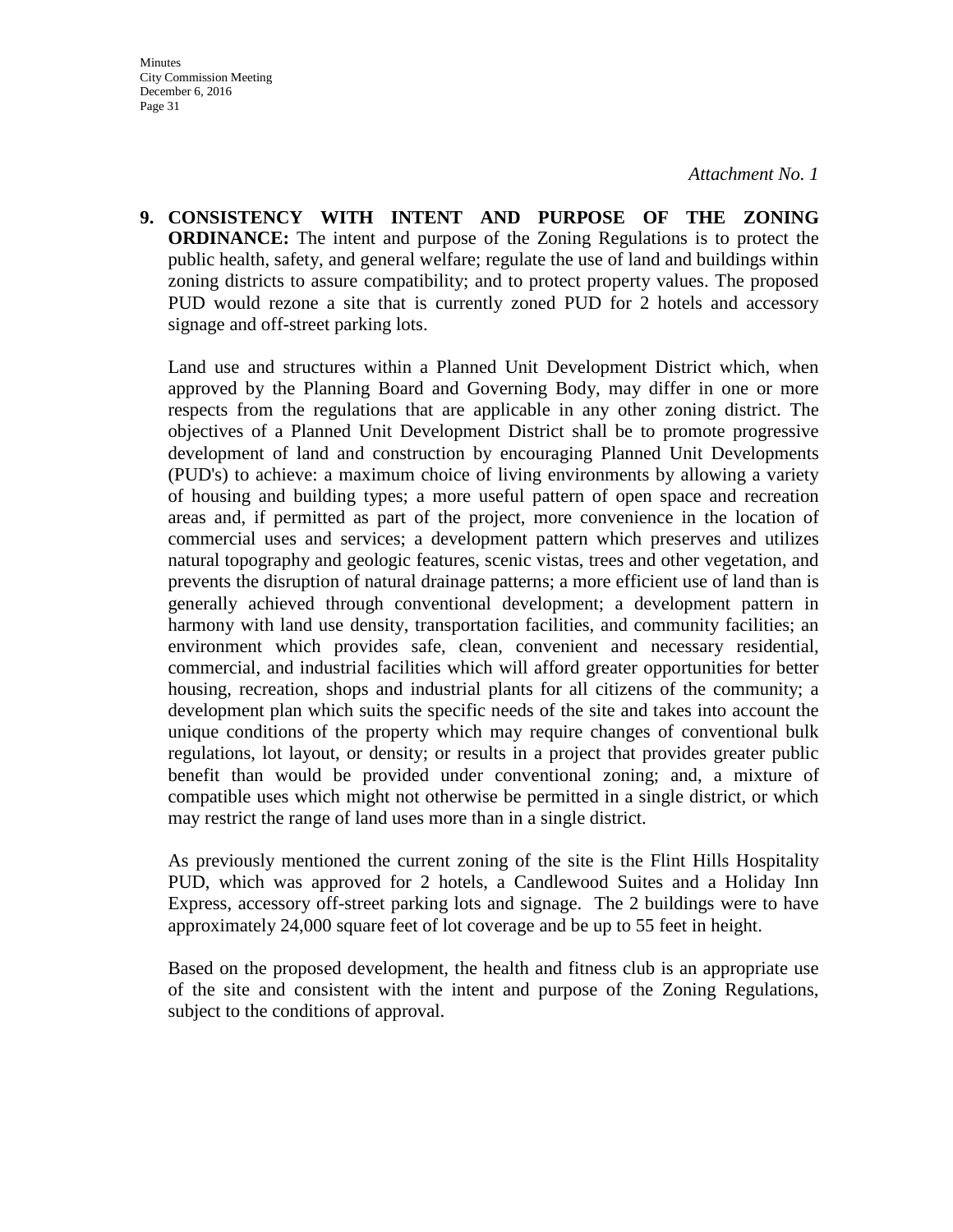*Attachment No. 1*

**9. CONSISTENCY WITH INTENT AND PURPOSE OF THE ZONING ORDINANCE:** The intent and purpose of the Zoning Regulations is to protect the public health, safety, and general welfare; regulate the use of land and buildings within zoning districts to assure compatibility; and to protect property values. The proposed PUD would rezone a site that is currently zoned PUD for 2 hotels and accessory signage and off-street parking lots.

Land use and structures within a Planned Unit Development District which, when approved by the Planning Board and Governing Body, may differ in one or more respects from the regulations that are applicable in any other zoning district. The objectives of a Planned Unit Development District shall be to promote progressive development of land and construction by encouraging Planned Unit Developments (PUD's) to achieve: a maximum choice of living environments by allowing a variety of housing and building types; a more useful pattern of open space and recreation areas and, if permitted as part of the project, more convenience in the location of commercial uses and services; a development pattern which preserves and utilizes natural topography and geologic features, scenic vistas, trees and other vegetation, and prevents the disruption of natural drainage patterns; a more efficient use of land than is generally achieved through conventional development; a development pattern in harmony with land use density, transportation facilities, and community facilities; an environment which provides safe, clean, convenient and necessary residential, commercial, and industrial facilities which will afford greater opportunities for better housing, recreation, shops and industrial plants for all citizens of the community; a development plan which suits the specific needs of the site and takes into account the unique conditions of the property which may require changes of conventional bulk regulations, lot layout, or density; or results in a project that provides greater public benefit than would be provided under conventional zoning; and, a mixture of compatible uses which might not otherwise be permitted in a single district, or which may restrict the range of land uses more than in a single district.

As previously mentioned the current zoning of the site is the Flint Hills Hospitality PUD, which was approved for 2 hotels, a Candlewood Suites and a Holiday Inn Express, accessory off-street parking lots and signage. The 2 buildings were to have approximately 24,000 square feet of lot coverage and be up to 55 feet in height.

Based on the proposed development, the health and fitness club is an appropriate use of the site and consistent with the intent and purpose of the Zoning Regulations, subject to the conditions of approval.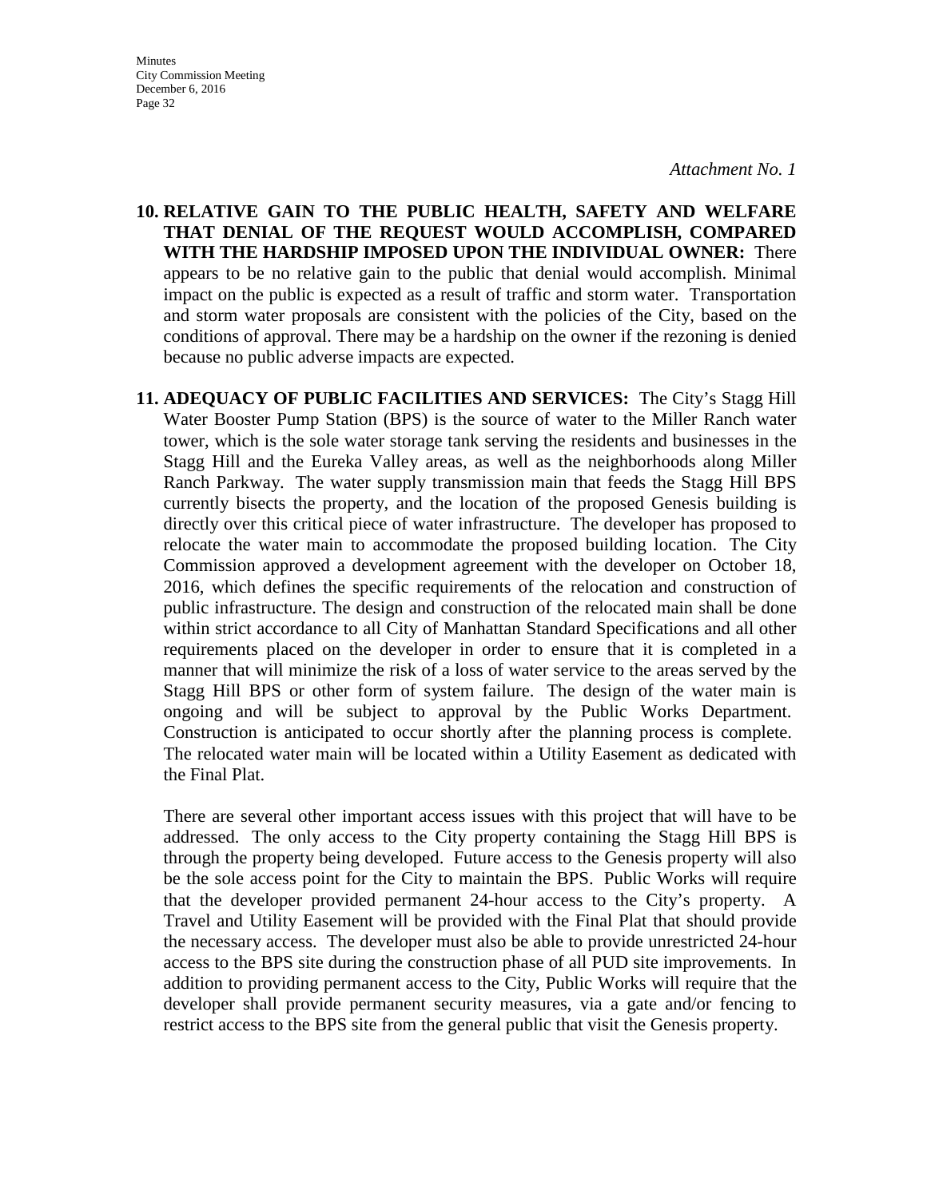*Attachment No. 1*

**10. RELATIVE GAIN TO THE PUBLIC HEALTH, SAFETY AND WELFARE THAT DENIAL OF THE REQUEST WOULD ACCOMPLISH, COMPARED WITH THE HARDSHIP IMPOSED UPON THE INDIVIDUAL OWNER:** There appears to be no relative gain to the public that denial would accomplish. Minimal impact on the public is expected as a result of traffic and storm water. Transportation and storm water proposals are consistent with the policies of the City, based on the conditions of approval. There may be a hardship on the owner if the rezoning is denied because no public adverse impacts are expected.

**11. ADEQUACY OF PUBLIC FACILITIES AND SERVICES:** The City's Stagg Hill Water Booster Pump Station (BPS) is the source of water to the Miller Ranch water tower, which is the sole water storage tank serving the residents and businesses in the Stagg Hill and the Eureka Valley areas, as well as the neighborhoods along Miller Ranch Parkway. The water supply transmission main that feeds the Stagg Hill BPS currently bisects the property, and the location of the proposed Genesis building is directly over this critical piece of water infrastructure. The developer has proposed to relocate the water main to accommodate the proposed building location. The City Commission approved a development agreement with the developer on October 18, 2016, which defines the specific requirements of the relocation and construction of public infrastructure. The design and construction of the relocated main shall be done within strict accordance to all City of Manhattan Standard Specifications and all other requirements placed on the developer in order to ensure that it is completed in a manner that will minimize the risk of a loss of water service to the areas served by the Stagg Hill BPS or other form of system failure. The design of the water main is ongoing and will be subject to approval by the Public Works Department. Construction is anticipated to occur shortly after the planning process is complete. The relocated water main will be located within a Utility Easement as dedicated with the Final Plat.

There are several other important access issues with this project that will have to be addressed. The only access to the City property containing the Stagg Hill BPS is through the property being developed. Future access to the Genesis property will also be the sole access point for the City to maintain the BPS. Public Works will require that the developer provided permanent 24-hour access to the City's property. A Travel and Utility Easement will be provided with the Final Plat that should provide the necessary access. The developer must also be able to provide unrestricted 24-hour access to the BPS site during the construction phase of all PUD site improvements. In addition to providing permanent access to the City, Public Works will require that the developer shall provide permanent security measures, via a gate and/or fencing to restrict access to the BPS site from the general public that visit the Genesis property.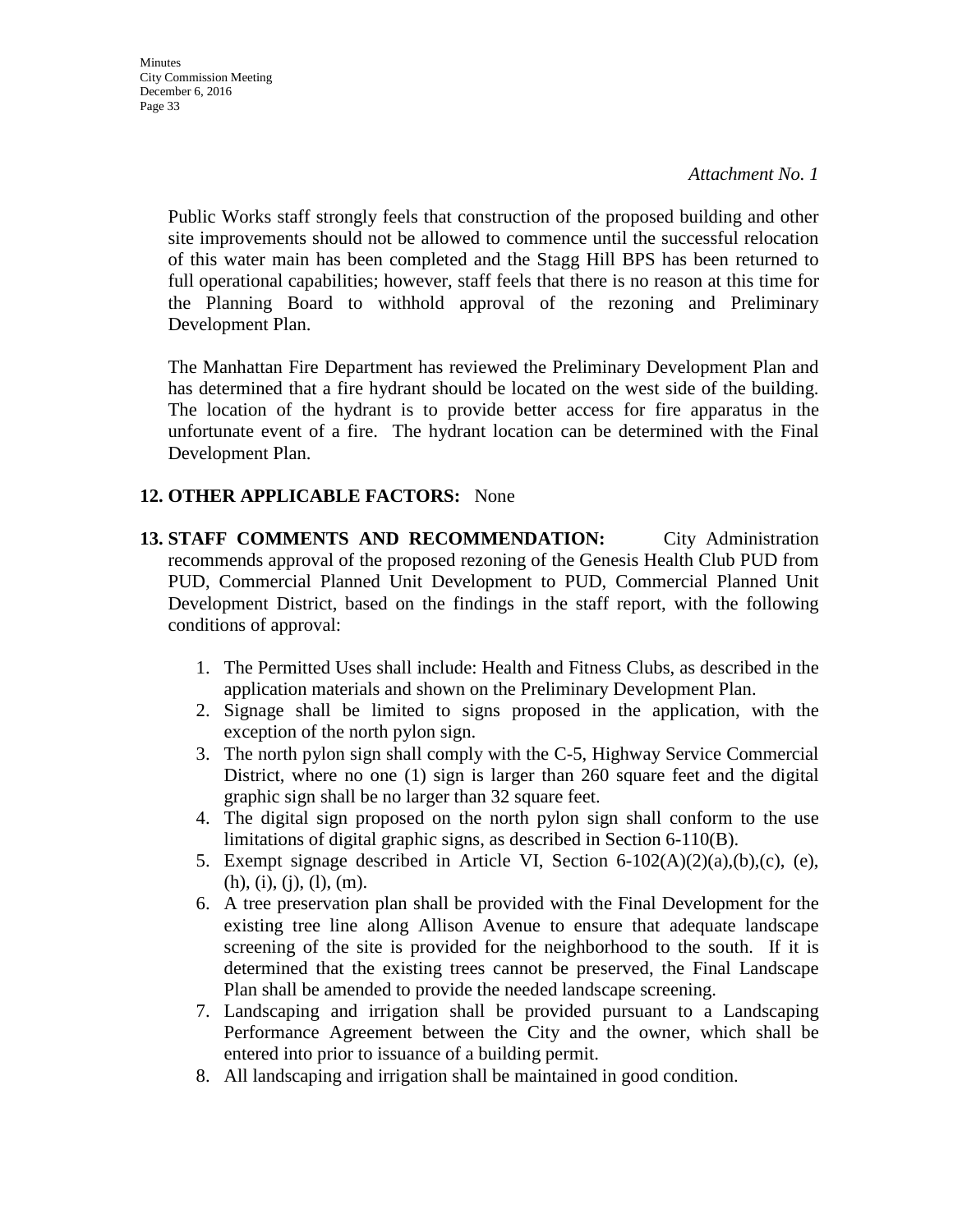*Attachment No. 1*

Public Works staff strongly feels that construction of the proposed building and other site improvements should not be allowed to commence until the successful relocation of this water main has been completed and the Stagg Hill BPS has been returned to full operational capabilities; however, staff feels that there is no reason at this time for the Planning Board to withhold approval of the rezoning and Preliminary Development Plan.

The Manhattan Fire Department has reviewed the Preliminary Development Plan and has determined that a fire hydrant should be located on the west side of the building. The location of the hydrant is to provide better access for fire apparatus in the unfortunate event of a fire. The hydrant location can be determined with the Final Development Plan.

**12. OTHER APPLICABLE FACTORS:** None

**13. STAFF COMMENTS AND RECOMMENDATION:** City Administration recommends approval of the proposed rezoning of the Genesis Health Club PUD from PUD, Commercial Planned Unit Development to PUD, Commercial Planned Unit Development District, based on the findings in the staff report, with the following conditions of approval:

1. The Permitted Uses shall include: Health and Fitness Clubs, as described in the application materials and shown on the Preliminary Development Plan.
2. Signage shall be limited to signs proposed in the application, with the exception of the north pylon sign.
3. The north pylon sign shall comply with the C-5, Highway Service Commercial District, where no one (1) sign is larger than 260 square feet and the digital graphic sign shall be no larger than 32 square feet.
4. The digital sign proposed on the north pylon sign shall conform to the use limitations of digital graphic signs, as described in Section 6-110(B).
5. Exempt signage described in Article VI, Section 6-102(A)(2)(a),(b),(c), (e), (h), (i), (j), (l), (m).
6. A tree preservation plan shall be provided with the Final Development for the existing tree line along Allison Avenue to ensure that adequate landscape screening of the site is provided for the neighborhood to the south. If it is determined that the existing trees cannot be preserved, the Final Landscape Plan shall be amended to provide the needed landscape screening.
7. Landscaping and irrigation shall be provided pursuant to a Landscaping Performance Agreement between the City and the owner, which shall be entered into prior to issuance of a building permit.
8. All landscaping and irrigation shall be maintained in good condition.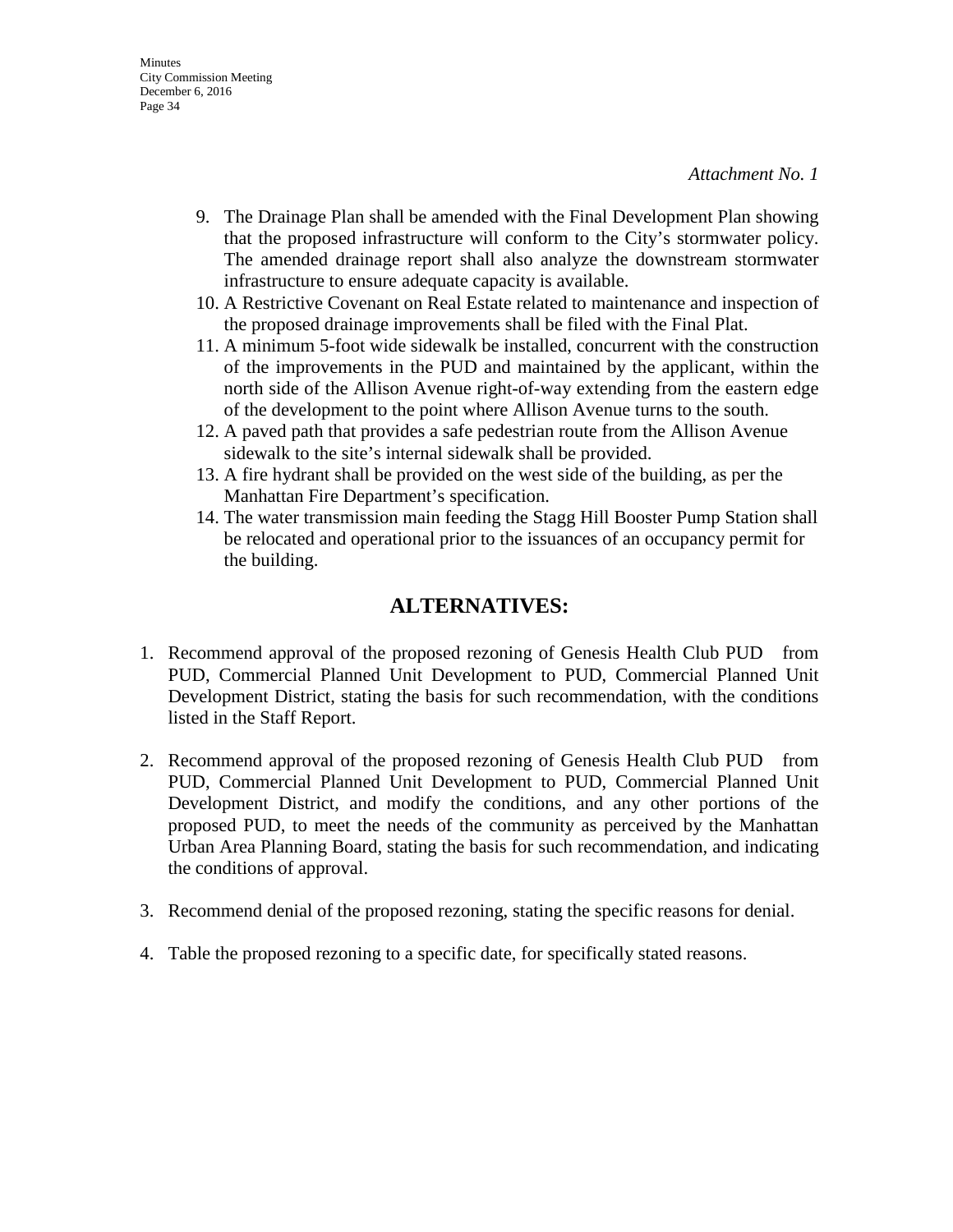*Attachment No. 1*

9. The Drainage Plan shall be amended with the Final Development Plan showing that the proposed infrastructure will conform to the City's stormwater policy. The amended drainage report shall also analyze the downstream stormwater infrastructure to ensure adequate capacity is available.
10. A Restrictive Covenant on Real Estate related to maintenance and inspection of the proposed drainage improvements shall be filed with the Final Plat.
11. A minimum 5-foot wide sidewalk be installed, concurrent with the construction of the improvements in the PUD and maintained by the applicant, within the north side of the Allison Avenue right-of-way extending from the eastern edge of the development to the point where Allison Avenue turns to the south.
12. A paved path that provides a safe pedestrian route from the Allison Avenue sidewalk to the site's internal sidewalk shall be provided.
13. A fire hydrant shall be provided on the west side of the building, as per the Manhattan Fire Department's specification.
14. The water transmission main feeding the Stagg Hill Booster Pump Station shall be relocated and operational prior to the issuances of an occupancy permit for the building.

## ALTERNATIVES:

1. Recommend approval of the proposed rezoning of Genesis Health Club PUD from PUD, Commercial Planned Unit Development to PUD, Commercial Planned Unit Development District, stating the basis for such recommendation, with the conditions listed in the Staff Report.

2. Recommend approval of the proposed rezoning of Genesis Health Club PUD from PUD, Commercial Planned Unit Development to PUD, Commercial Planned Unit Development District, and modify the conditions, and any other portions of the proposed PUD, to meet the needs of the community as perceived by the Manhattan Urban Area Planning Board, stating the basis for such recommendation, and indicating the conditions of approval.

3. Recommend denial of the proposed rezoning, stating the specific reasons for denial.

4. Table the proposed rezoning to a specific date, for specifically stated reasons.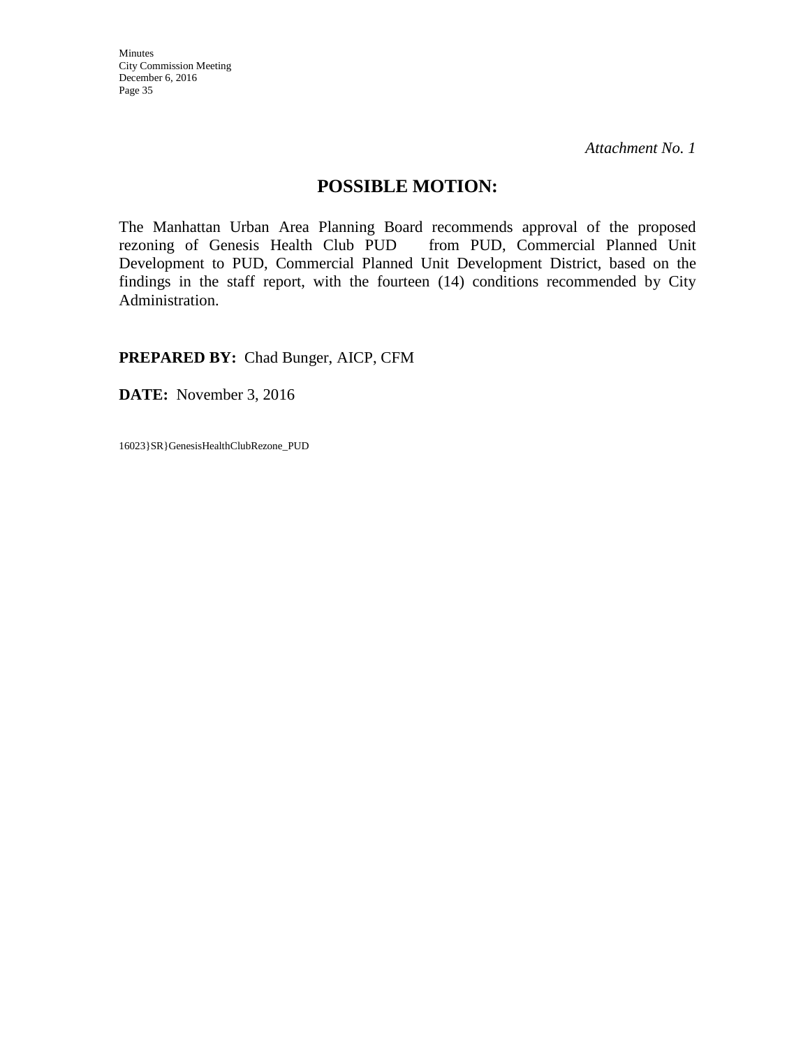*Attachment No. 1*

## POSSIBLE MOTION:

The Manhattan Urban Area Planning Board recommends approval of the proposed rezoning of Genesis Health Club PUD from PUD, Commercial Planned Unit Development to PUD, Commercial Planned Unit Development District, based on the findings in the staff report, with the fourteen (14) conditions recommended by City Administration.

**PREPARED BY:** Chad Bunger, AICP, CFM

**DATE:** November 3, 2016

16023}SR}GenesisHealthClubRezone_PUD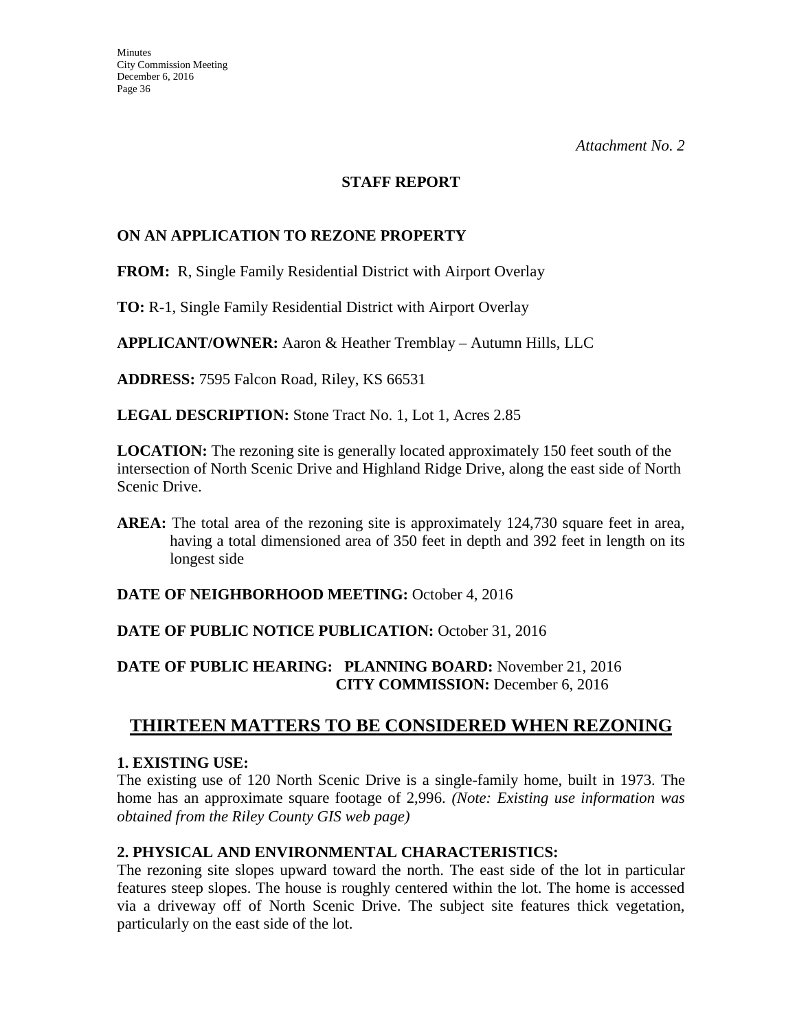*Attachment No. 2*

**STAFF REPORT**

**ON AN APPLICATION TO REZONE PROPERTY**

**FROM:** R, Single Family Residential District with Airport Overlay

**TO:** R-1, Single Family Residential District with Airport Overlay

**APPLICANT/OWNER:** Aaron & Heather Tremblay – Autumn Hills, LLC

**ADDRESS:** 7595 Falcon Road, Riley, KS 66531

**LEGAL DESCRIPTION:** Stone Tract No. 1, Lot 1, Acres 2.85

**LOCATION:** The rezoning site is generally located approximately 150 feet south of the intersection of North Scenic Drive and Highland Ridge Drive, along the east side of North Scenic Drive.

**AREA:** The total area of the rezoning site is approximately 124,730 square feet in area, having a total dimensioned area of 350 feet in depth and 392 feet in length on its longest side

**DATE OF NEIGHBORHOOD MEETING:** October 4, 2016

**DATE OF PUBLIC NOTICE PUBLICATION:** October 31, 2016

**DATE OF PUBLIC HEARING:** **PLANNING BOARD:** November 21, 2016
**CITY COMMISSION:** December 6, 2016

## THIRTEEN MATTERS TO BE CONSIDERED WHEN REZONING

**1. EXISTING USE:**
The existing use of 120 North Scenic Drive is a single-family home, built in 1973. The home has an approximate square footage of 2,996. *(Note: Existing use information was obtained from the Riley County GIS web page)*

**2. PHYSICAL AND ENVIRONMENTAL CHARACTERISTICS:**
The rezoning site slopes upward toward the north. The east side of the lot in particular features steep slopes. The house is roughly centered within the lot. The home is accessed via a driveway off of North Scenic Drive. The subject site features thick vegetation, particularly on the east side of the lot.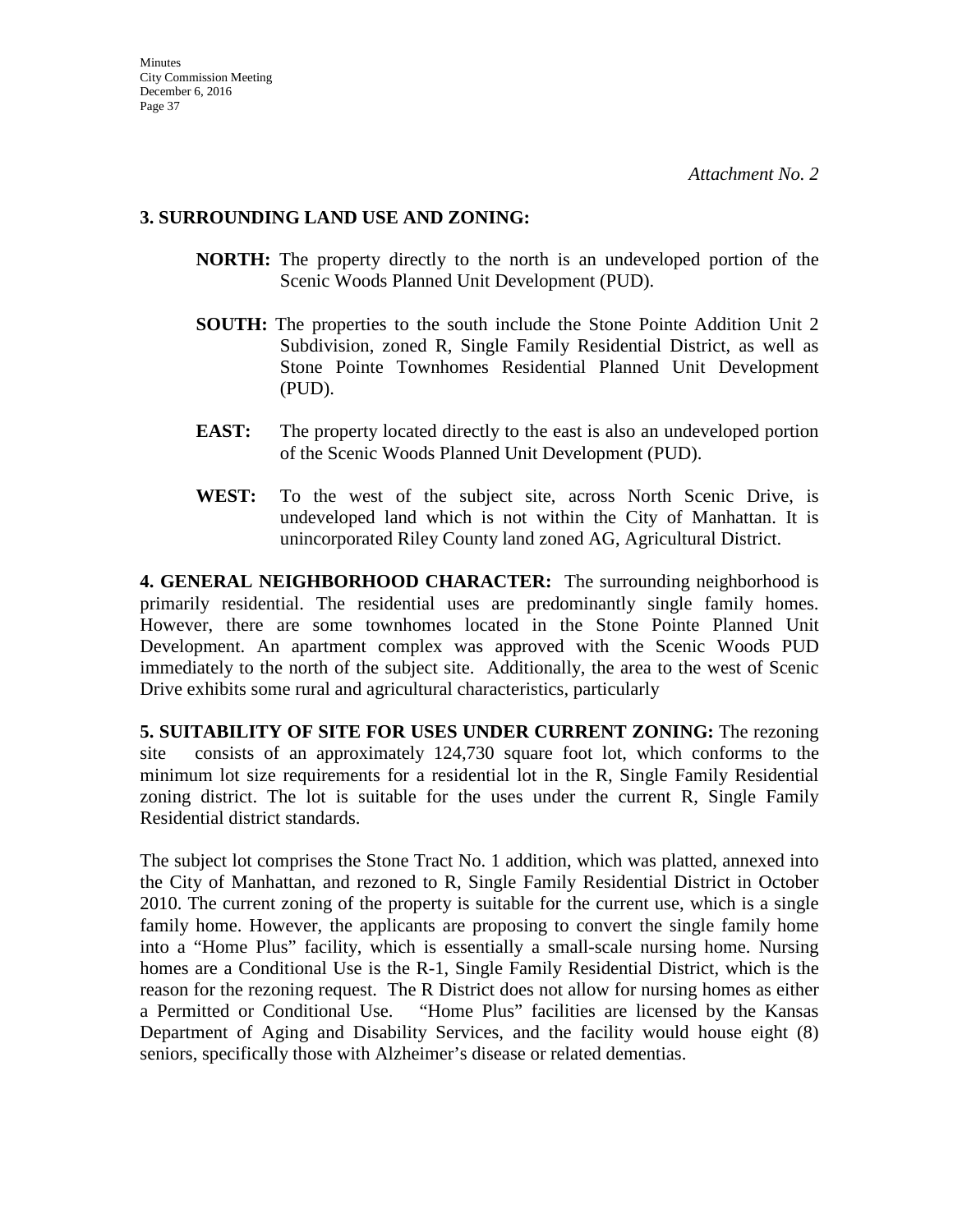*Attachment No. 2*

**3. SURROUNDING LAND USE AND ZONING:**

**NORTH:** The property directly to the north is an undeveloped portion of the Scenic Woods Planned Unit Development (PUD).

**SOUTH:** The properties to the south include the Stone Pointe Addition Unit 2 Subdivision, zoned R, Single Family Residential District, as well as Stone Pointe Townhomes Residential Planned Unit Development (PUD).

**EAST:** The property located directly to the east is also an undeveloped portion of the Scenic Woods Planned Unit Development (PUD).

**WEST:** To the west of the subject site, across North Scenic Drive, is undeveloped land which is not within the City of Manhattan. It is unincorporated Riley County land zoned AG, Agricultural District.

**4. GENERAL NEIGHBORHOOD CHARACTER:** The surrounding neighborhood is primarily residential. The residential uses are predominantly single family homes. However, there are some townhomes located in the Stone Pointe Planned Unit Development. An apartment complex was approved with the Scenic Woods PUD immediately to the north of the subject site. Additionally, the area to the west of Scenic Drive exhibits some rural and agricultural characteristics, particularly

**5. SUITABILITY OF SITE FOR USES UNDER CURRENT ZONING:** The rezoning site consists of an approximately 124,730 square foot lot, which conforms to the minimum lot size requirements for a residential lot in the R, Single Family Residential zoning district. The lot is suitable for the uses under the current R, Single Family Residential district standards.

The subject lot comprises the Stone Tract No. 1 addition, which was platted, annexed into the City of Manhattan, and rezoned to R, Single Family Residential District in October 2010. The current zoning of the property is suitable for the current use, which is a single family home. However, the applicants are proposing to convert the single family home into a "Home Plus" facility, which is essentially a small-scale nursing home. Nursing homes are a Conditional Use is the R-1, Single Family Residential District, which is the reason for the rezoning request. The R District does not allow for nursing homes as either a Permitted or Conditional Use. "Home Plus" facilities are licensed by the Kansas Department of Aging and Disability Services, and the facility would house eight (8) seniors, specifically those with Alzheimer's disease or related dementias.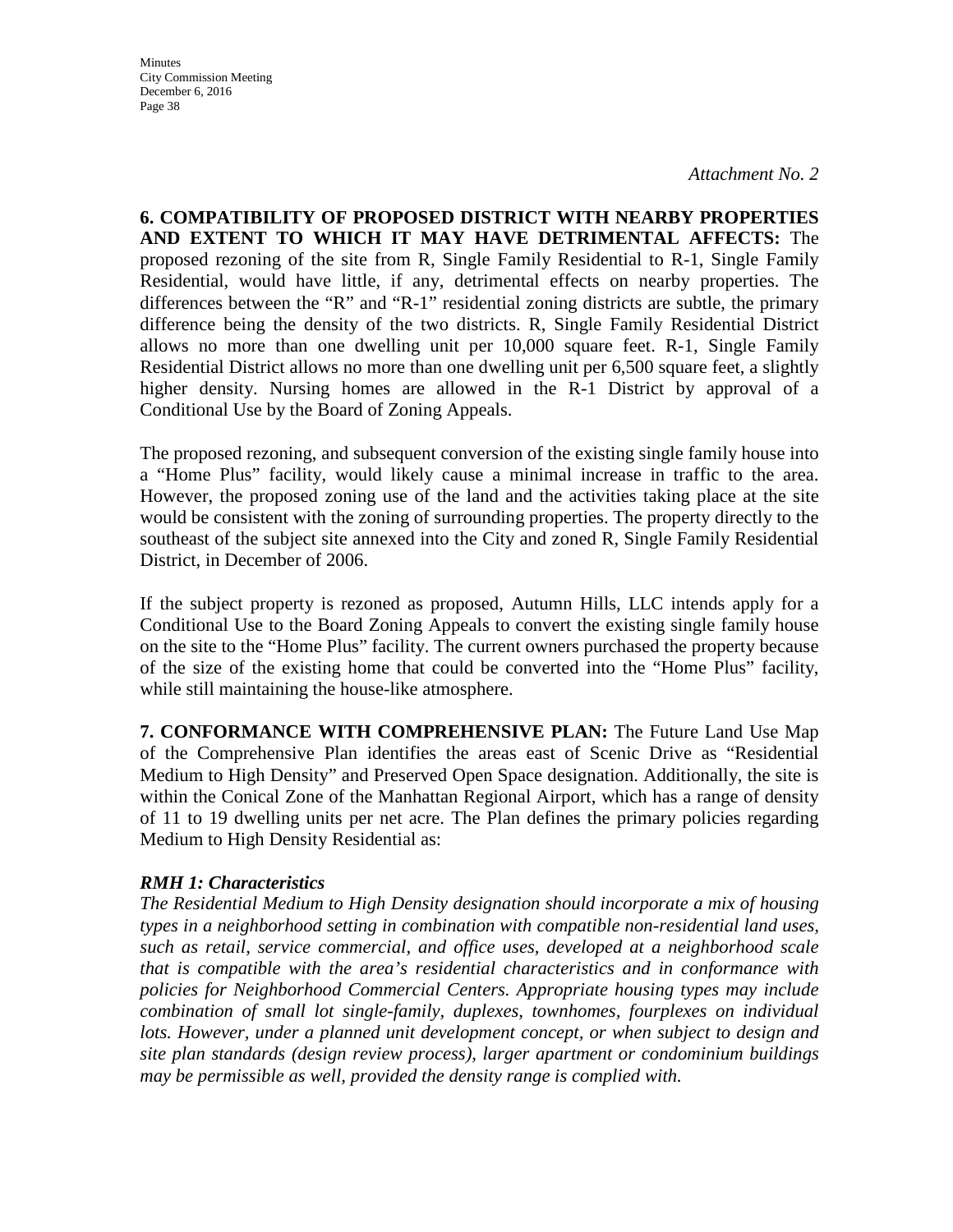*Attachment No. 2*

**6. COMPATIBILITY OF PROPOSED DISTRICT WITH NEARBY PROPERTIES AND EXTENT TO WHICH IT MAY HAVE DETRIMENTAL AFFECTS:** The proposed rezoning of the site from R, Single Family Residential to R-1, Single Family Residential, would have little, if any, detrimental effects on nearby properties. The differences between the "R" and "R-1" residential zoning districts are subtle, the primary difference being the density of the two districts. R, Single Family Residential District allows no more than one dwelling unit per 10,000 square feet. R-1, Single Family Residential District allows no more than one dwelling unit per 6,500 square feet, a slightly higher density. Nursing homes are allowed in the R-1 District by approval of a Conditional Use by the Board of Zoning Appeals.

The proposed rezoning, and subsequent conversion of the existing single family house into a "Home Plus" facility, would likely cause a minimal increase in traffic to the area. However, the proposed zoning use of the land and the activities taking place at the site would be consistent with the zoning of surrounding properties. The property directly to the southeast of the subject site annexed into the City and zoned R, Single Family Residential District, in December of 2006.

If the subject property is rezoned as proposed, Autumn Hills, LLC intends apply for a Conditional Use to the Board Zoning Appeals to convert the existing single family house on the site to the "Home Plus" facility. The current owners purchased the property because of the size of the existing home that could be converted into the "Home Plus" facility, while still maintaining the house-like atmosphere.

**7. CONFORMANCE WITH COMPREHENSIVE PLAN:** The Future Land Use Map of the Comprehensive Plan identifies the areas east of Scenic Drive as "Residential Medium to High Density" and Preserved Open Space designation. Additionally, the site is within the Conical Zone of the Manhattan Regional Airport, which has a range of density of 11 to 19 dwelling units per net acre. The Plan defines the primary policies regarding Medium to High Density Residential as:

***RMH 1: Characteristics***

*The Residential Medium to High Density designation should incorporate a mix of housing types in a neighborhood setting in combination with compatible non-residential land uses, such as retail, service commercial, and office uses, developed at a neighborhood scale that is compatible with the area's residential characteristics and in conformance with policies for Neighborhood Commercial Centers. Appropriate housing types may include combination of small lot single-family, duplexes, townhomes, fourplexes on individual lots. However, under a planned unit development concept, or when subject to design and site plan standards (design review process), larger apartment or condominium buildings may be permissible as well, provided the density range is complied with.*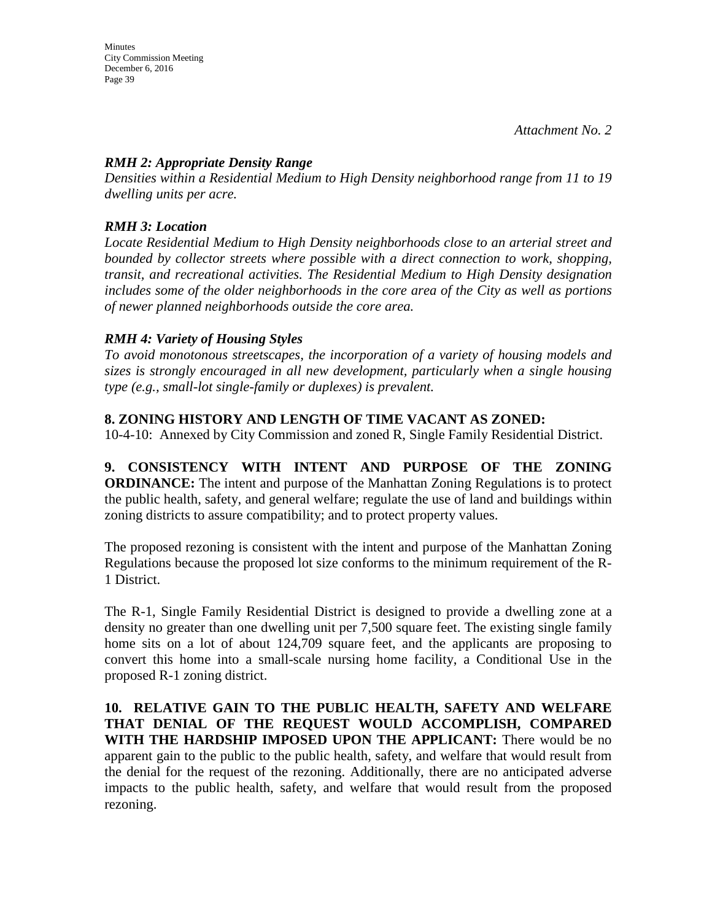*Attachment No. 2*

***RMH 2: Appropriate Density Range***

*Densities within a Residential Medium to High Density neighborhood range from 11 to 19 dwelling units per acre.*

***RMH 3: Location***

*Locate Residential Medium to High Density neighborhoods close to an arterial street and bounded by collector streets where possible with a direct connection to work, shopping, transit, and recreational activities. The Residential Medium to High Density designation includes some of the older neighborhoods in the core area of the City as well as portions of newer planned neighborhoods outside the core area.*

***RMH 4: Variety of Housing Styles***

*To avoid monotonous streetscapes, the incorporation of a variety of housing models and sizes is strongly encouraged in all new development, particularly when a single housing type (e.g., small-lot single-family or duplexes) is prevalent.*

**8. ZONING HISTORY AND LENGTH OF TIME VACANT AS ZONED:**

10-4-10: Annexed by City Commission and zoned R, Single Family Residential District.

**9. CONSISTENCY WITH INTENT AND PURPOSE OF THE ZONING ORDINANCE:** The intent and purpose of the Manhattan Zoning Regulations is to protect the public health, safety, and general welfare; regulate the use of land and buildings within zoning districts to assure compatibility; and to protect property values.

The proposed rezoning is consistent with the intent and purpose of the Manhattan Zoning Regulations because the proposed lot size conforms to the minimum requirement of the R-1 District.

The R-1, Single Family Residential District is designed to provide a dwelling zone at a density no greater than one dwelling unit per 7,500 square feet. The existing single family home sits on a lot of about 124,709 square feet, and the applicants are proposing to convert this home into a small-scale nursing home facility, a Conditional Use in the proposed R-1 zoning district.

**10. RELATIVE GAIN TO THE PUBLIC HEALTH, SAFETY AND WELFARE THAT DENIAL OF THE REQUEST WOULD ACCOMPLISH, COMPARED WITH THE HARDSHIP IMPOSED UPON THE APPLICANT:** There would be no apparent gain to the public to the public health, safety, and welfare that would result from the denial for the request of the rezoning. Additionally, there are no anticipated adverse impacts to the public health, safety, and welfare that would result from the proposed rezoning.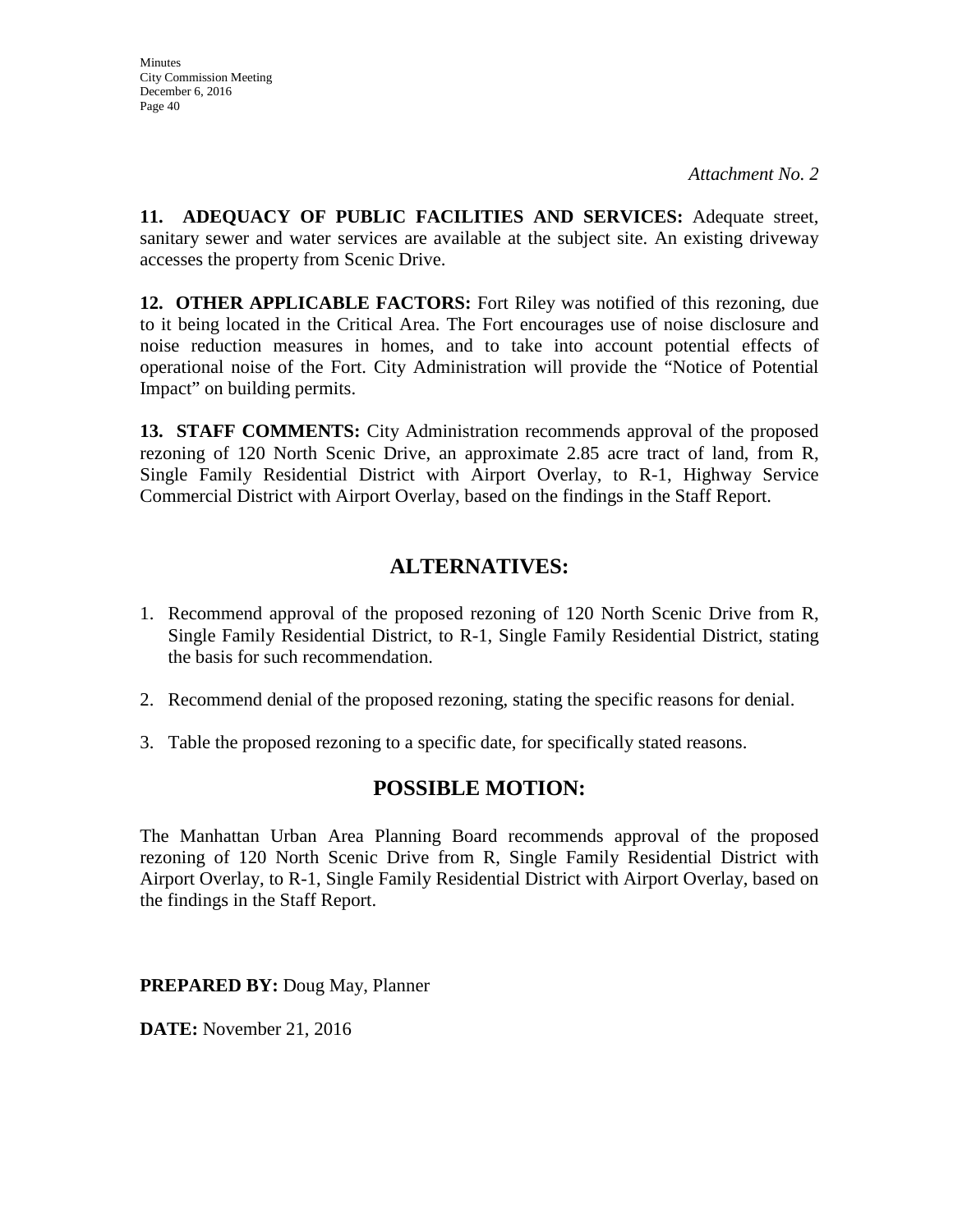*Attachment No. 2*

**11. ADEQUACY OF PUBLIC FACILITIES AND SERVICES:** Adequate street, sanitary sewer and water services are available at the subject site. An existing driveway accesses the property from Scenic Drive.

**12. OTHER APPLICABLE FACTORS:** Fort Riley was notified of this rezoning, due to it being located in the Critical Area. The Fort encourages use of noise disclosure and noise reduction measures in homes, and to take into account potential effects of operational noise of the Fort. City Administration will provide the "Notice of Potential Impact" on building permits.

**13. STAFF COMMENTS:** City Administration recommends approval of the proposed rezoning of 120 North Scenic Drive, an approximate 2.85 acre tract of land, from R, Single Family Residential District with Airport Overlay, to R-1, Highway Service Commercial District with Airport Overlay, based on the findings in the Staff Report.

## ALTERNATIVES:

1. Recommend approval of the proposed rezoning of 120 North Scenic Drive from R, Single Family Residential District, to R-1, Single Family Residential District, stating the basis for such recommendation.

2. Recommend denial of the proposed rezoning, stating the specific reasons for denial.

3. Table the proposed rezoning to a specific date, for specifically stated reasons.

## POSSIBLE MOTION:

The Manhattan Urban Area Planning Board recommends approval of the proposed rezoning of 120 North Scenic Drive from R, Single Family Residential District with Airport Overlay, to R-1, Single Family Residential District with Airport Overlay, based on the findings in the Staff Report.

**PREPARED BY:** Doug May, Planner

**DATE:** November 21, 2016